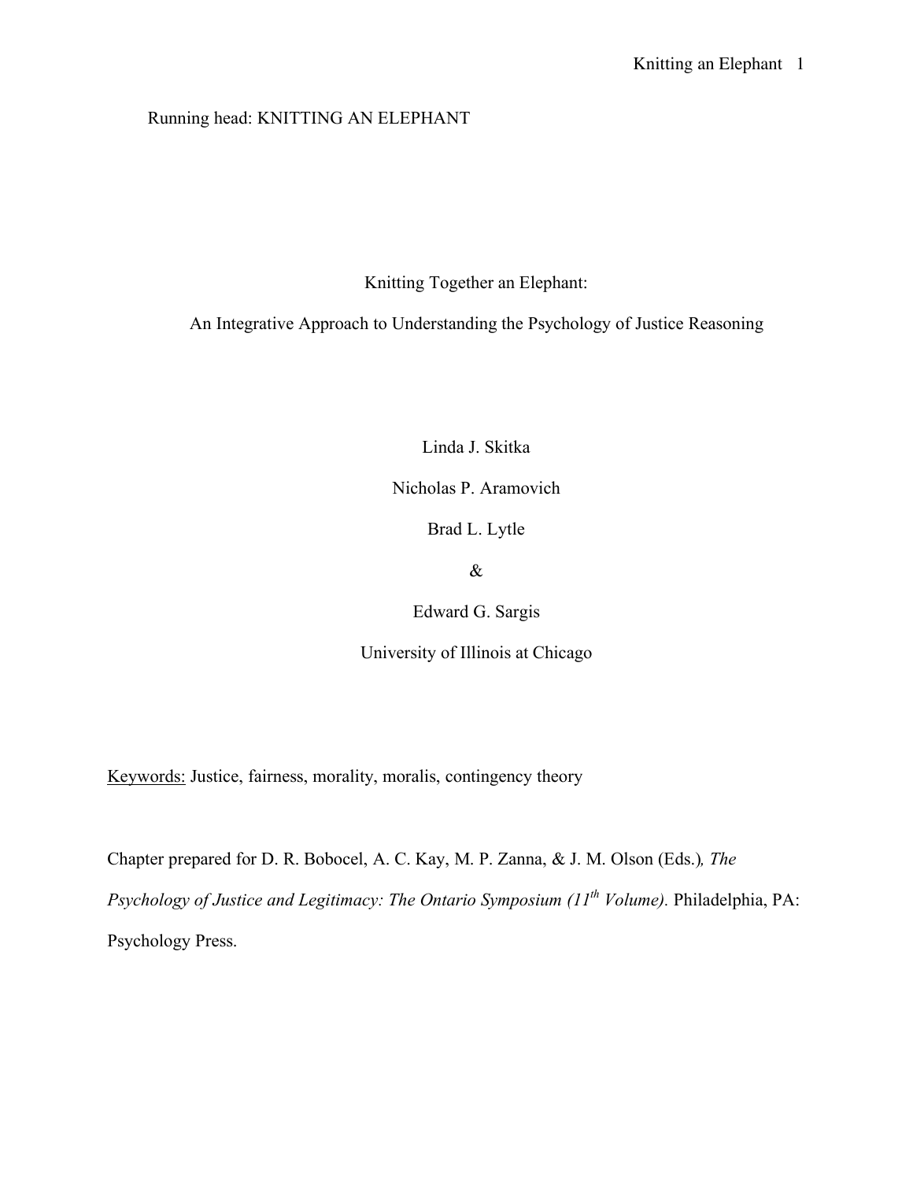Running head: KNITTING AN ELEPHANT

# Knitting Together an Elephant:

## An Integrative Approach to Understanding the Psychology of Justice Reasoning

Linda J. Skitka

Nicholas P. Aramovich

Brad L. Lytle

&

Edward G. Sargis

University of Illinois at Chicago

Keywords: Justice, fairness, morality, moralis, contingency theory

Chapter prepared for D. R. Bobocel, A. C. Kay, M. P. Zanna, & J. M. Olson (Eds.)*, The Psychology of Justice and Legitimacy: The Ontario Symposium (11th Volume).* Philadelphia, PA: Psychology Press.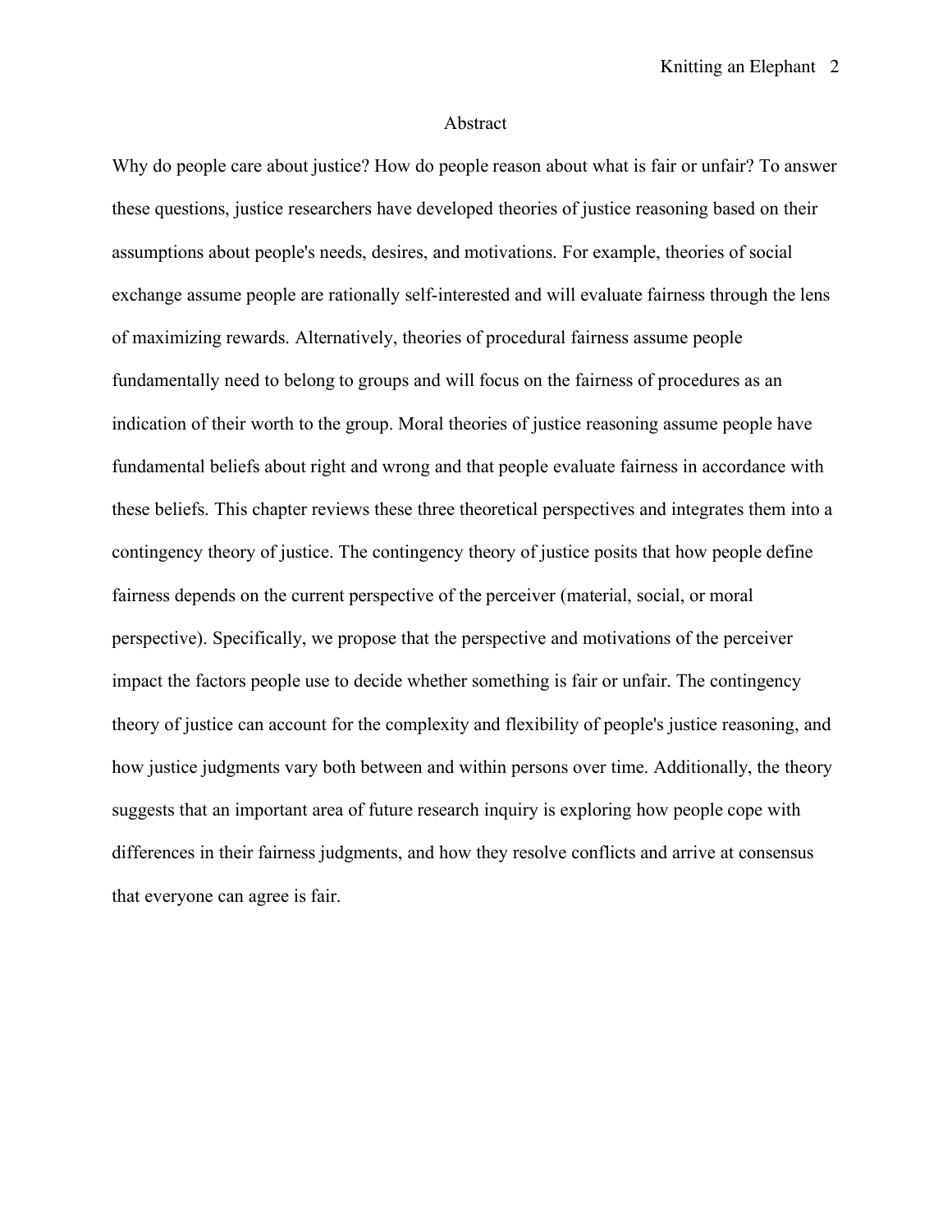# Abstract

Why do people care about justice? How do people reason about what is fair or unfair? To answer these questions, justice researchers have developed theories of justice reasoning based on their assumptions about people's needs, desires, and motivations. For example, theories of social exchange assume people are rationally self-interested and will evaluate fairness through the lens of maximizing rewards. Alternatively, theories of procedural fairness assume people fundamentally need to belong to groups and will focus on the fairness of procedures as an indication of their worth to the group. Moral theories of justice reasoning assume people have fundamental beliefs about right and wrong and that people evaluate fairness in accordance with these beliefs. This chapter reviews these three theoretical perspectives and integrates them into a contingency theory of justice. The contingency theory of justice posits that how people define fairness depends on the current perspective of the perceiver (material, social, or moral perspective). Specifically, we propose that the perspective and motivations of the perceiver impact the factors people use to decide whether something is fair or unfair. The contingency theory of justice can account for the complexity and flexibility of people's justice reasoning, and how justice judgments vary both between and within persons over time. Additionally, the theory suggests that an important area of future research inquiry is exploring how people cope with differences in their fairness judgments, and how they resolve conflicts and arrive at consensus that everyone can agree is fair.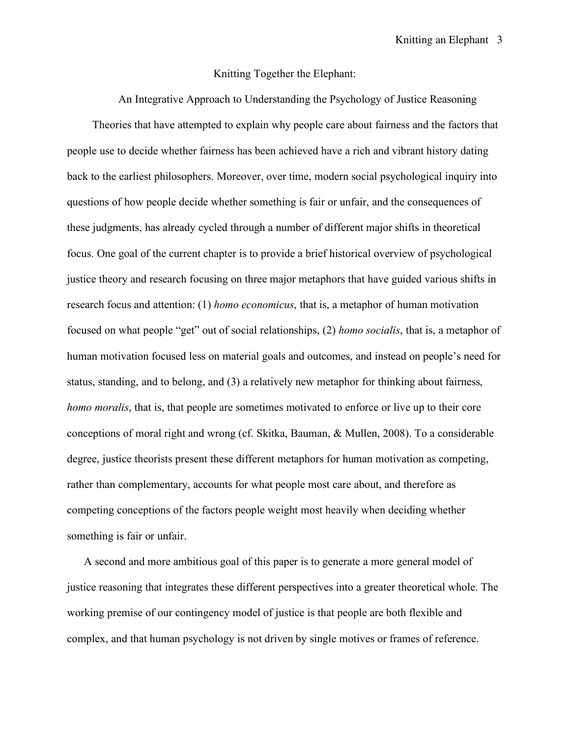# Knitting Together the Elephant:

## An Integrative Approach to Understanding the Psychology of Justice Reasoning

Theories that have attempted to explain why people care about fairness and the factors that people use to decide whether fairness has been achieved have a rich and vibrant history dating back to the earliest philosophers. Moreover, over time, modern social psychological inquiry into questions of how people decide whether something is fair or unfair, and the consequences of these judgments, has already cycled through a number of different major shifts in theoretical focus. One goal of the current chapter is to provide a brief historical overview of psychological justice theory and research focusing on three major metaphors that have guided various shifts in research focus and attention: (1) *homo economicus*, that is, a metaphor of human motivation focused on what people "get" out of social relationships, (2) *homo socialis*, that is, a metaphor of human motivation focused less on material goals and outcomes, and instead on people's need for status, standing, and to belong, and (3) a relatively new metaphor for thinking about fairness, *homo moralis*, that is, that people are sometimes motivated to enforce or live up to their core conceptions of moral right and wrong (cf. Skitka, Bauman, & Mullen, 2008). To a considerable degree, justice theorists present these different metaphors for human motivation as competing, rather than complementary, accounts for what people most care about, and therefore as competing conceptions of the factors people weight most heavily when deciding whether something is fair or unfair.

A second and more ambitious goal of this paper is to generate a more general model of justice reasoning that integrates these different perspectives into a greater theoretical whole. The working premise of our contingency model of justice is that people are both flexible and complex, and that human psychology is not driven by single motives or frames of reference.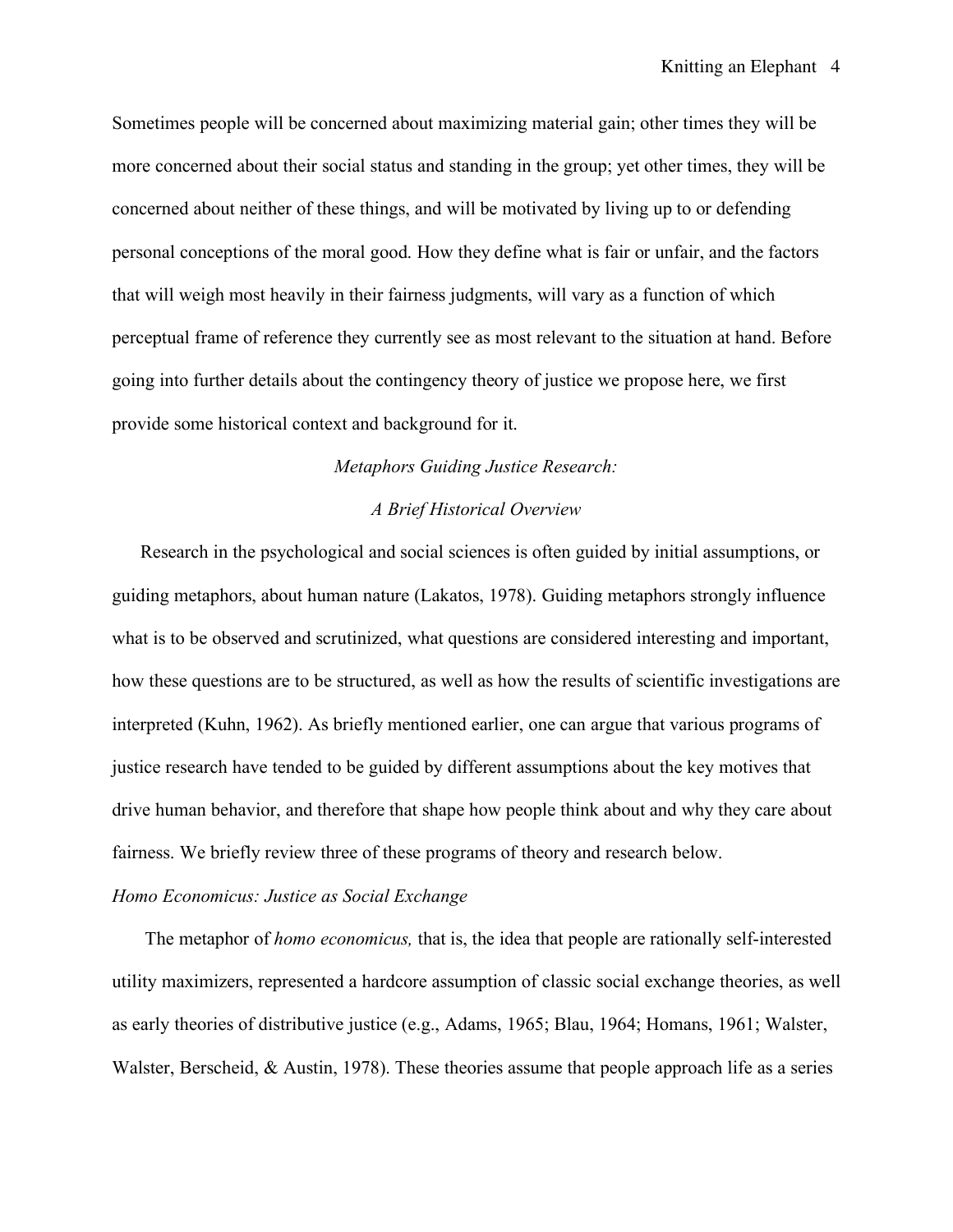Sometimes people will be concerned about maximizing material gain; other times they will be more concerned about their social status and standing in the group; yet other times, they will be concerned about neither of these things, and will be motivated by living up to or defending personal conceptions of the moral good. How they define what is fair or unfair, and the factors that will weigh most heavily in their fairness judgments, will vary as a function of which perceptual frame of reference they currently see as most relevant to the situation at hand. Before going into further details about the contingency theory of justice we propose here, we first provide some historical context and background for it.

## *Metaphors Guiding Justice Research: A Brief Historical Overview*

Research in the psychological and social sciences is often guided by initial assumptions, or guiding metaphors, about human nature (Lakatos, 1978). Guiding metaphors strongly influence what is to be observed and scrutinized, what questions are considered interesting and important, how these questions are to be structured, as well as how the results of scientific investigations are interpreted (Kuhn, 1962). As briefly mentioned earlier, one can argue that various programs of justice research have tended to be guided by different assumptions about the key motives that drive human behavior, and therefore that shape how people think about and why they care about fairness. We briefly review three of these programs of theory and research below.

### *Homo Economicus: Justice as Social Exchange*

The metaphor of *homo economicus,* that is, the idea that people are rationally self-interested utility maximizers, represented a hardcore assumption of classic social exchange theories, as well as early theories of distributive justice (e.g., Adams, 1965; Blau, 1964; Homans, 1961; Walster, Walster, Berscheid, & Austin, 1978). These theories assume that people approach life as a series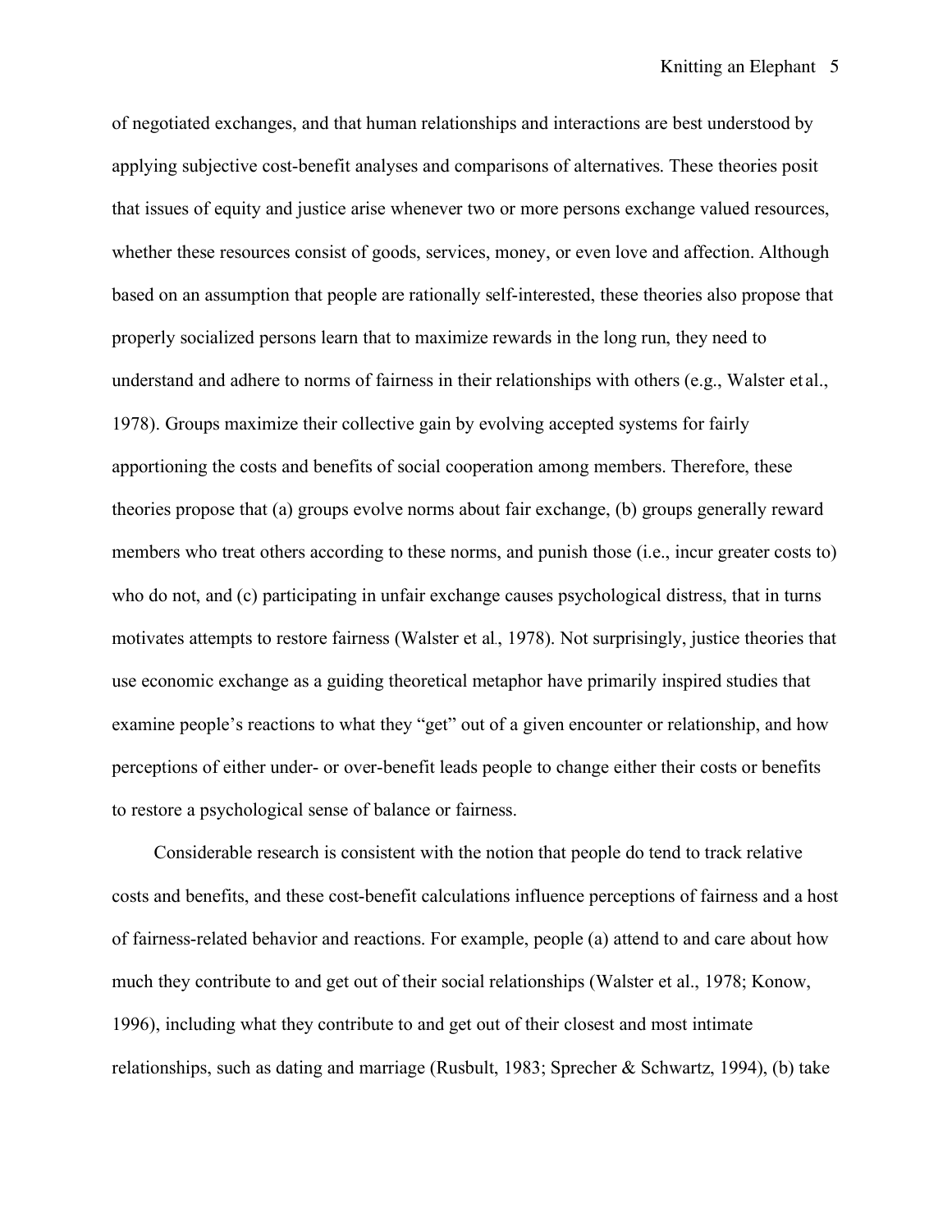of negotiated exchanges, and that human relationships and interactions are best understood by applying subjective cost-benefit analyses and comparisons of alternatives. These theories posit that issues of equity and justice arise whenever two or more persons exchange valued resources, whether these resources consist of goods, services, money, or even love and affection. Although based on an assumption that people are rationally self-interested, these theories also propose that properly socialized persons learn that to maximize rewards in the long run, they need to understand and adhere to norms of fairness in their relationships with others (e.g., Walster et al., 1978). Groups maximize their collective gain by evolving accepted systems for fairly apportioning the costs and benefits of social cooperation among members. Therefore, these theories propose that (a) groups evolve norms about fair exchange, (b) groups generally reward members who treat others according to these norms, and punish those (i.e., incur greater costs to) who do not, and (c) participating in unfair exchange causes psychological distress, that in turns motivates attempts to restore fairness (Walster et al., 1978). Not surprisingly, justice theories that use economic exchange as a guiding theoretical metaphor have primarily inspired studies that examine people's reactions to what they "get" out of a given encounter or relationship, and how perceptions of either under- or over-benefit leads people to change either their costs or benefits to restore a psychological sense of balance or fairness.

Considerable research is consistent with the notion that people do tend to track relative costs and benefits, and these cost-benefit calculations influence perceptions of fairness and a host of fairness-related behavior and reactions. For example, people (a) attend to and care about how much they contribute to and get out of their social relationships (Walster et al., 1978; Konow, 1996), including what they contribute to and get out of their closest and most intimate relationships, such as dating and marriage (Rusbult, 1983; Sprecher & Schwartz, 1994), (b) take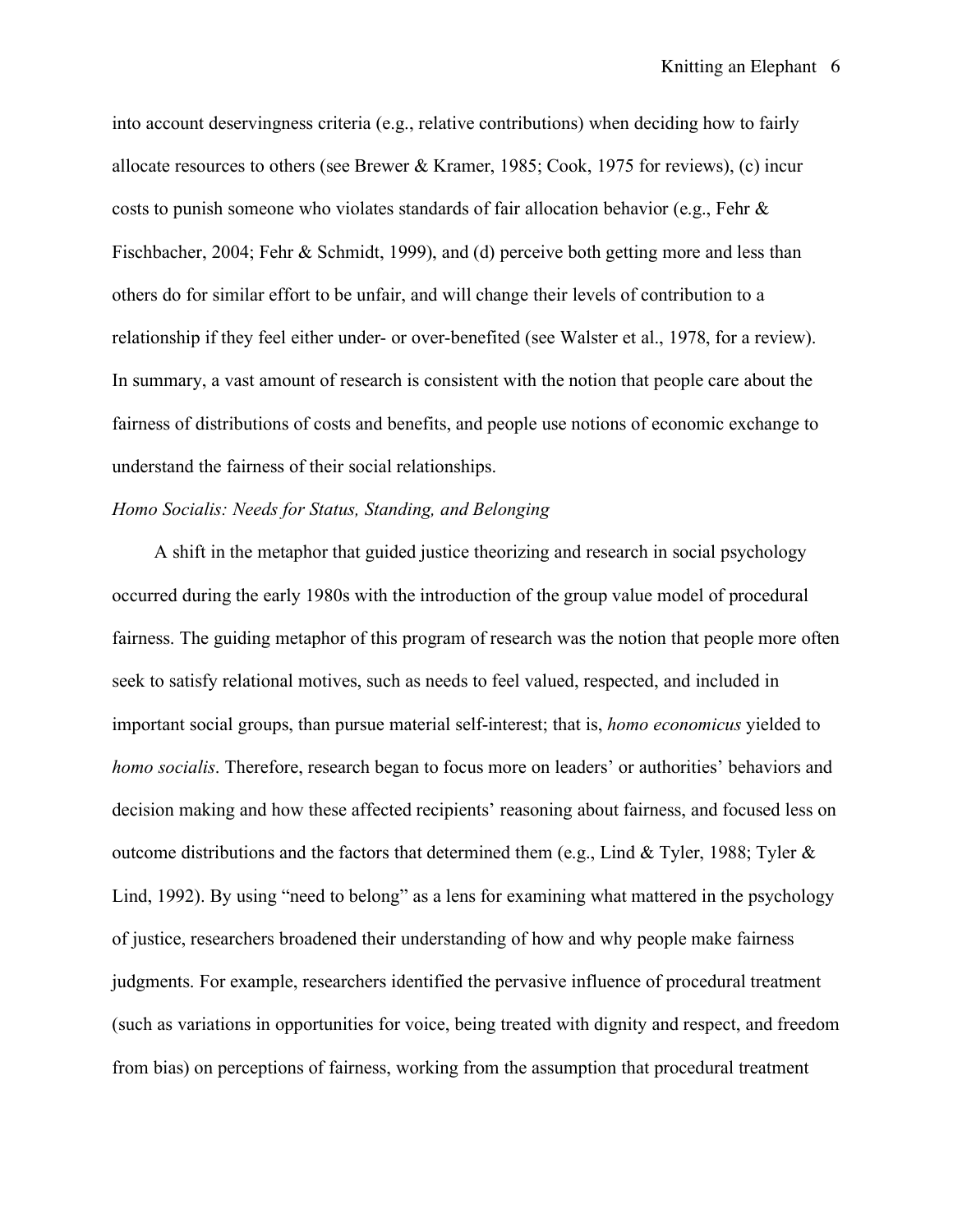into account deservingness criteria (e.g., relative contributions) when deciding how to fairly allocate resources to others (see Brewer & Kramer, 1985; Cook, 1975 for reviews), (c) incur costs to punish someone who violates standards of fair allocation behavior (e.g., Fehr & Fischbacher, 2004; Fehr & Schmidt, 1999), and (d) perceive both getting more and less than others do for similar effort to be unfair, and will change their levels of contribution to a relationship if they feel either under- or over-benefited (see Walster et al., 1978, for a review). In summary, a vast amount of research is consistent with the notion that people care about the fairness of distributions of costs and benefits, and people use notions of economic exchange to understand the fairness of their social relationships.

*Homo Socialis: Needs for Status, Standing, and Belonging*

A shift in the metaphor that guided justice theorizing and research in social psychology occurred during the early 1980s with the introduction of the group value model of procedural fairness. The guiding metaphor of this program of research was the notion that people more often seek to satisfy relational motives, such as needs to feel valued, respected, and included in important social groups, than pursue material self-interest; that is, *homo economicus* yielded to *homo socialis*. Therefore, research began to focus more on leaders' or authorities' behaviors and decision making and how these affected recipients' reasoning about fairness, and focused less on outcome distributions and the factors that determined them (e.g., Lind & Tyler, 1988; Tyler & Lind, 1992). By using "need to belong" as a lens for examining what mattered in the psychology of justice, researchers broadened their understanding of how and why people make fairness judgments. For example, researchers identified the pervasive influence of procedural treatment (such as variations in opportunities for voice, being treated with dignity and respect, and freedom from bias) on perceptions of fairness, working from the assumption that procedural treatment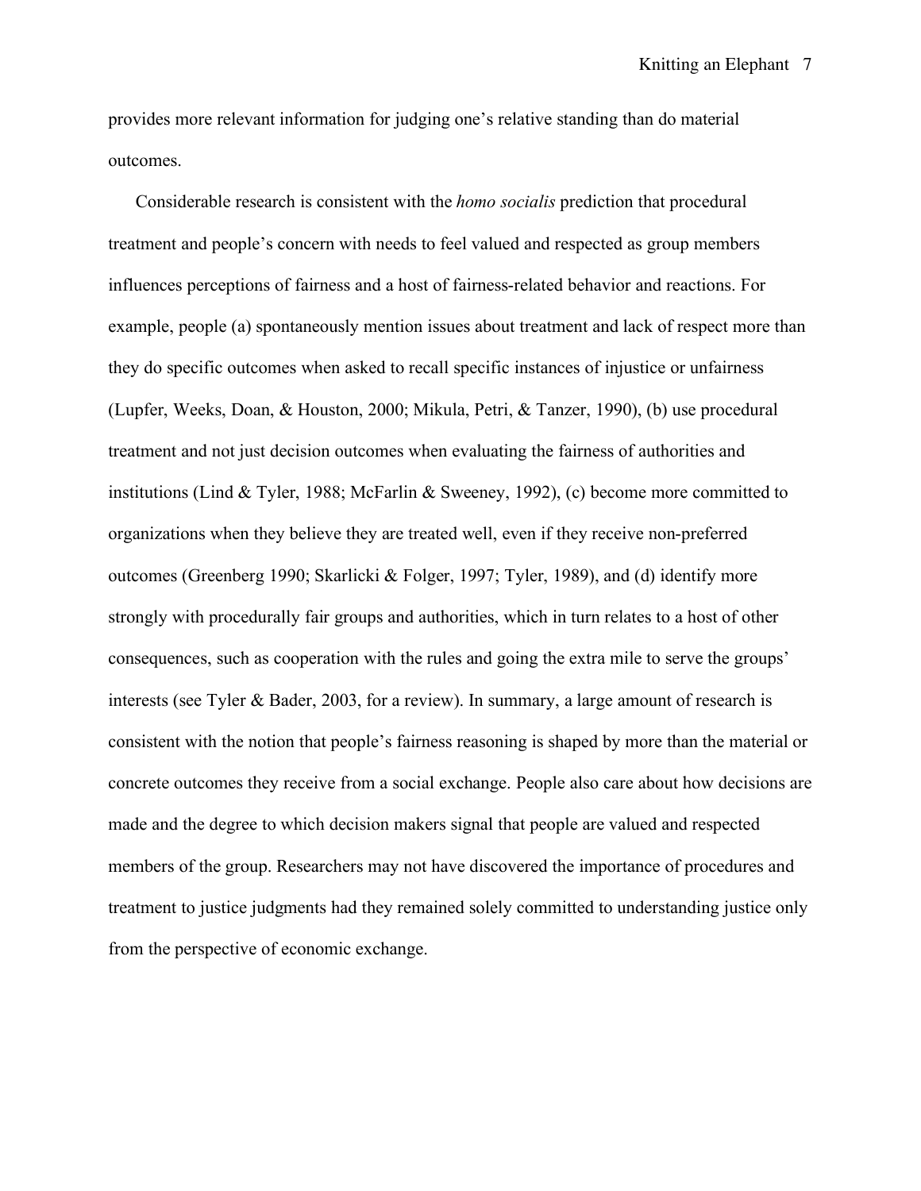provides more relevant information for judging one's relative standing than do material outcomes.

Considerable research is consistent with the *homo socialis* prediction that procedural treatment and people's concern with needs to feel valued and respected as group members influences perceptions of fairness and a host of fairness-related behavior and reactions. For example, people (a) spontaneously mention issues about treatment and lack of respect more than they do specific outcomes when asked to recall specific instances of injustice or unfairness (Lupfer, Weeks, Doan, & Houston, 2000; Mikula, Petri, & Tanzer, 1990), (b) use procedural treatment and not just decision outcomes when evaluating the fairness of authorities and institutions (Lind & Tyler, 1988; McFarlin & Sweeney, 1992), (c) become more committed to organizations when they believe they are treated well, even if they receive non-preferred outcomes (Greenberg 1990; Skarlicki & Folger, 1997; Tyler, 1989), and (d) identify more strongly with procedurally fair groups and authorities, which in turn relates to a host of other consequences, such as cooperation with the rules and going the extra mile to serve the groups' interests (see Tyler & Bader, 2003, for a review). In summary, a large amount of research is consistent with the notion that people's fairness reasoning is shaped by more than the material or concrete outcomes they receive from a social exchange. People also care about how decisions are made and the degree to which decision makers signal that people are valued and respected members of the group. Researchers may not have discovered the importance of procedures and treatment to justice judgments had they remained solely committed to understanding justice only from the perspective of economic exchange.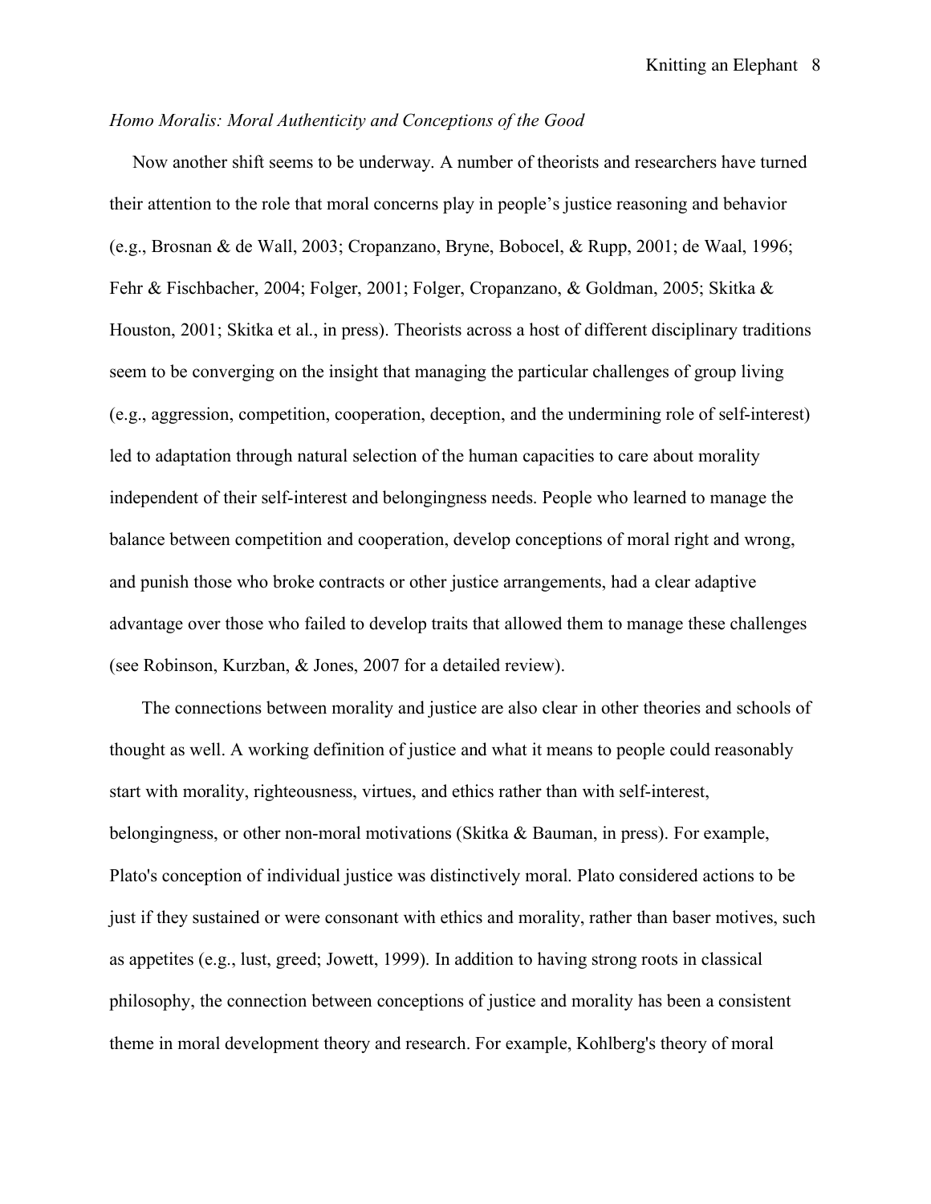*Homo Moralis: Moral Authenticity and Conceptions of the Good*

Now another shift seems to be underway. A number of theorists and researchers have turned their attention to the role that moral concerns play in people's justice reasoning and behavior (e.g., Brosnan & de Wall, 2003; Cropanzano, Bryne, Bobocel, & Rupp, 2001; de Waal, 1996; Fehr & Fischbacher, 2004; Folger, 2001; Folger, Cropanzano, & Goldman, 2005; Skitka & Houston, 2001; Skitka et al., in press). Theorists across a host of different disciplinary traditions seem to be converging on the insight that managing the particular challenges of group living (e.g., aggression, competition, cooperation, deception, and the undermining role of self-interest) led to adaptation through natural selection of the human capacities to care about morality independent of their self-interest and belongingness needs. People who learned to manage the balance between competition and cooperation, develop conceptions of moral right and wrong, and punish those who broke contracts or other justice arrangements, had a clear adaptive advantage over those who failed to develop traits that allowed them to manage these challenges (see Robinson, Kurzban, & Jones, 2007 for a detailed review).

The connections between morality and justice are also clear in other theories and schools of thought as well. A working definition of justice and what it means to people could reasonably start with morality, righteousness, virtues, and ethics rather than with self-interest, belongingness, or other non-moral motivations (Skitka & Bauman, in press). For example, Plato's conception of individual justice was distinctively moral. Plato considered actions to be just if they sustained or were consonant with ethics and morality, rather than baser motives, such as appetites (e.g., lust, greed; Jowett, 1999). In addition to having strong roots in classical philosophy, the connection between conceptions of justice and morality has been a consistent theme in moral development theory and research. For example, Kohlberg's theory of moral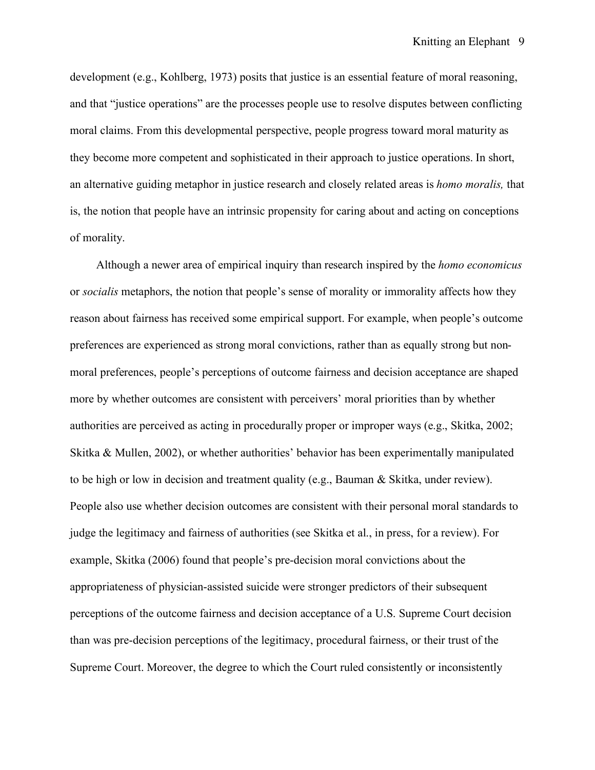development (e.g., Kohlberg, 1973) posits that justice is an essential feature of moral reasoning, and that "justice operations" are the processes people use to resolve disputes between conflicting moral claims. From this developmental perspective, people progress toward moral maturity as they become more competent and sophisticated in their approach to justice operations. In short, an alternative guiding metaphor in justice research and closely related areas is *homo moralis,* that is, the notion that people have an intrinsic propensity for caring about and acting on conceptions of morality.

Although a newer area of empirical inquiry than research inspired by the *homo economicus* or *socialis* metaphors, the notion that people's sense of morality or immorality affects how they reason about fairness has received some empirical support. For example, when people's outcome preferences are experienced as strong moral convictions, rather than as equally strong but non-moral preferences, people's perceptions of outcome fairness and decision acceptance are shaped more by whether outcomes are consistent with perceivers' moral priorities than by whether authorities are perceived as acting in procedurally proper or improper ways (e.g., Skitka, 2002; Skitka & Mullen, 2002), or whether authorities' behavior has been experimentally manipulated to be high or low in decision and treatment quality (e.g., Bauman & Skitka, under review). People also use whether decision outcomes are consistent with their personal moral standards to judge the legitimacy and fairness of authorities (see Skitka et al., in press, for a review). For example, Skitka (2006) found that people's pre-decision moral convictions about the appropriateness of physician-assisted suicide were stronger predictors of their subsequent perceptions of the outcome fairness and decision acceptance of a U.S. Supreme Court decision than was pre-decision perceptions of the legitimacy, procedural fairness, or their trust of the Supreme Court. Moreover, the degree to which the Court ruled consistently or inconsistently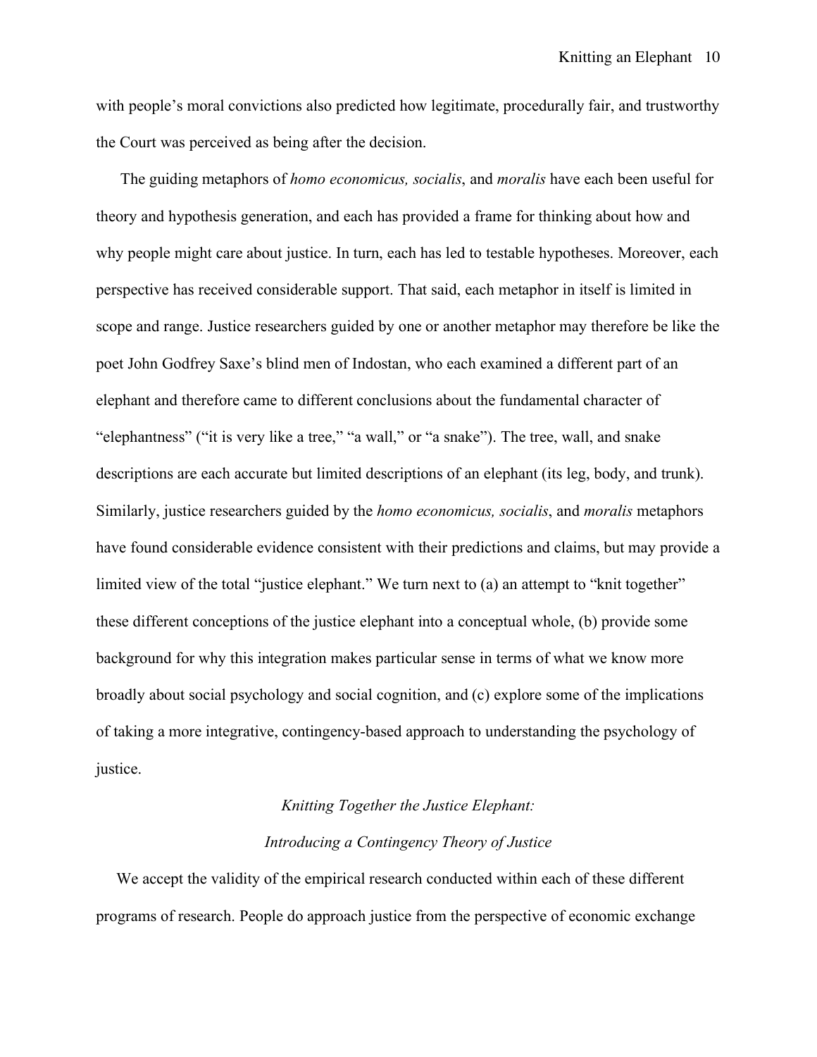with people's moral convictions also predicted how legitimate, procedurally fair, and trustworthy the Court was perceived as being after the decision.

The guiding metaphors of *homo economicus, socialis*, and *moralis* have each been useful for theory and hypothesis generation, and each has provided a frame for thinking about how and why people might care about justice. In turn, each has led to testable hypotheses. Moreover, each perspective has received considerable support. That said, each metaphor in itself is limited in scope and range. Justice researchers guided by one or another metaphor may therefore be like the poet John Godfrey Saxe's blind men of Indostan, who each examined a different part of an elephant and therefore came to different conclusions about the fundamental character of "elephantness" ("it is very like a tree," "a wall," or "a snake"). The tree, wall, and snake descriptions are each accurate but limited descriptions of an elephant (its leg, body, and trunk). Similarly, justice researchers guided by the *homo economicus, socialis*, and *moralis* metaphors have found considerable evidence consistent with their predictions and claims, but may provide a limited view of the total "justice elephant." We turn next to (a) an attempt to "knit together" these different conceptions of the justice elephant into a conceptual whole, (b) provide some background for why this integration makes particular sense in terms of what we know more broadly about social psychology and social cognition, and (c) explore some of the implications of taking a more integrative, contingency-based approach to understanding the psychology of justice.

## *Knitting Together the Justice Elephant: Introducing a Contingency Theory of Justice*

We accept the validity of the empirical research conducted within each of these different programs of research. People do approach justice from the perspective of economic exchange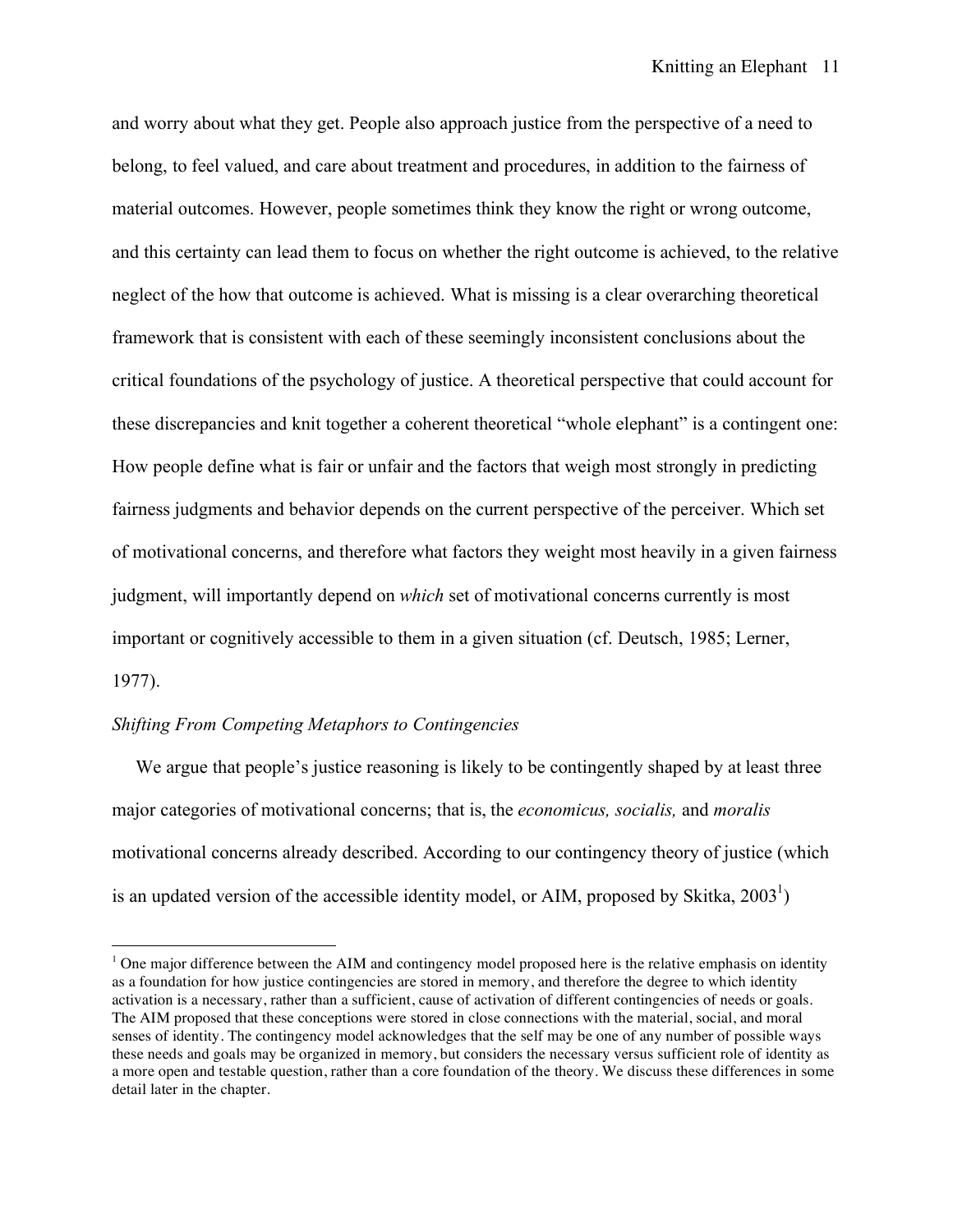and worry about what they get. People also approach justice from the perspective of a need to belong, to feel valued, and care about treatment and procedures, in addition to the fairness of material outcomes. However, people sometimes think they know the right or wrong outcome, and this certainty can lead them to focus on whether the right outcome is achieved, to the relative neglect of the how that outcome is achieved. What is missing is a clear overarching theoretical framework that is consistent with each of these seemingly inconsistent conclusions about the critical foundations of the psychology of justice. A theoretical perspective that could account for these discrepancies and knit together a coherent theoretical "whole elephant" is a contingent one: How people define what is fair or unfair and the factors that weigh most strongly in predicting fairness judgments and behavior depends on the current perspective of the perceiver. Which set of motivational concerns, and therefore what factors they weight most heavily in a given fairness judgment, will importantly depend on *which* set of motivational concerns currently is most important or cognitively accessible to them in a given situation (cf. Deutsch, 1985; Lerner, 1977).

*Shifting From Competing Metaphors to Contingencies*

We argue that people's justice reasoning is likely to be contingently shaped by at least three major categories of motivational concerns; that is, the *economicus, socialis,* and *moralis* motivational concerns already described. According to our contingency theory of justice (which is an updated version of the accessible identity model, or AIM, proposed by Skitka, 2003[1])

[1] One major difference between the AIM and contingency model proposed here is the relative emphasis on identity as a foundation for how justice contingencies are stored in memory, and therefore the degree to which identity activation is a necessary, rather than a sufficient, cause of activation of different contingencies of needs or goals. The AIM proposed that these conceptions were stored in close connections with the material, social, and moral senses of identity. The contingency model acknowledges that the self may be one of any number of possible ways these needs and goals may be organized in memory, but considers the necessary versus sufficient role of identity as a more open and testable question, rather than a core foundation of the theory. We discuss these differences in some detail later in the chapter.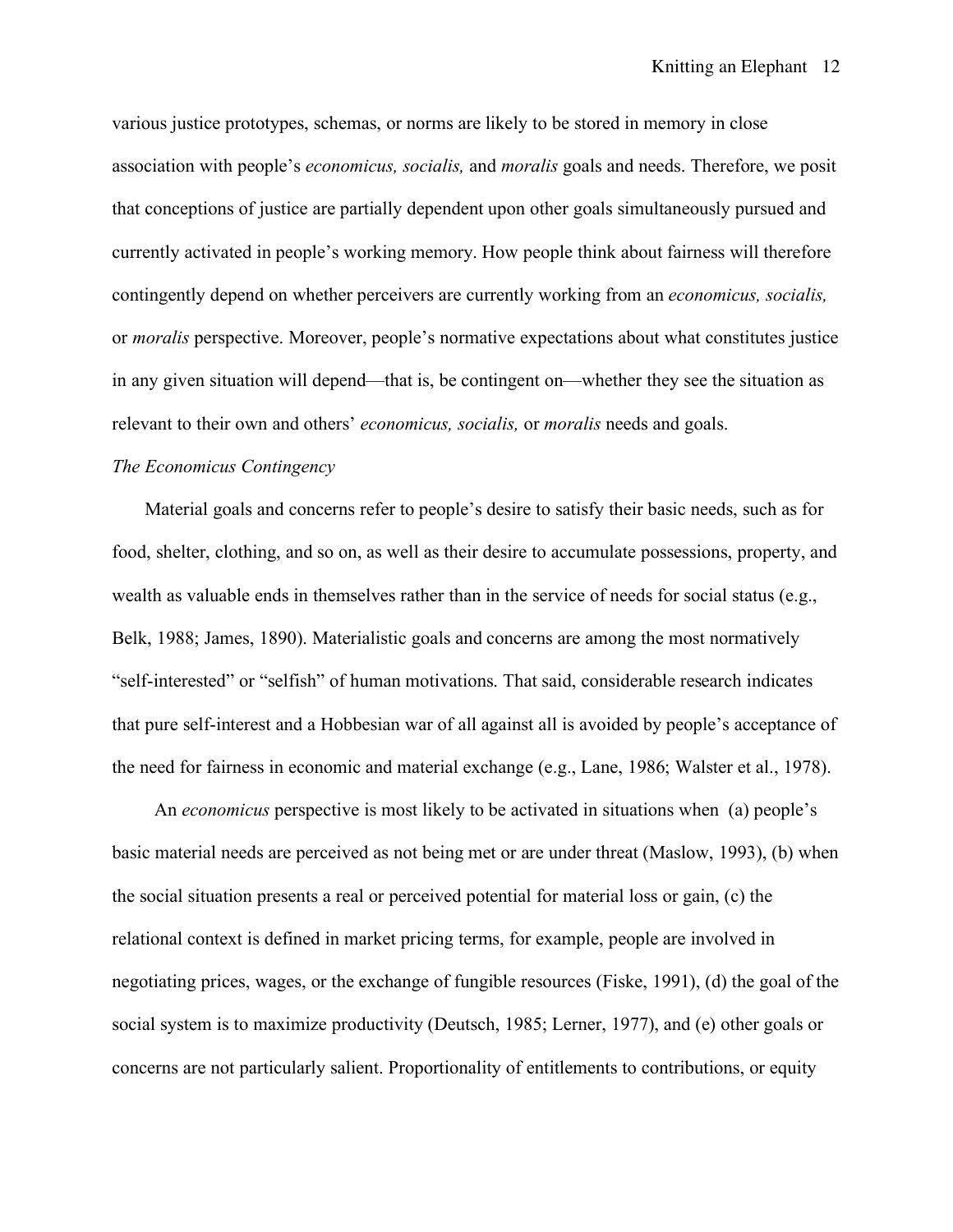various justice prototypes, schemas, or norms are likely to be stored in memory in close association with people's *economicus, socialis,* and *moralis* goals and needs. Therefore, we posit that conceptions of justice are partially dependent upon other goals simultaneously pursued and currently activated in people's working memory. How people think about fairness will therefore contingently depend on whether perceivers are currently working from an *economicus, socialis,* or *moralis* perspective. Moreover, people's normative expectations about what constitutes justice in any given situation will depend—that is, be contingent on—whether they see the situation as relevant to their own and others' *economicus, socialis,* or *moralis* needs and goals.

*The Economicus Contingency*

Material goals and concerns refer to people's desire to satisfy their basic needs, such as for food, shelter, clothing, and so on, as well as their desire to accumulate possessions, property, and wealth as valuable ends in themselves rather than in the service of needs for social status (e.g., Belk, 1988; James, 1890). Materialistic goals and concerns are among the most normatively "self-interested" or "selfish" of human motivations. That said, considerable research indicates that pure self-interest and a Hobbesian war of all against all is avoided by people's acceptance of the need for fairness in economic and material exchange (e.g., Lane, 1986; Walster et al., 1978).

An *economicus* perspective is most likely to be activated in situations when (a) people's basic material needs are perceived as not being met or are under threat (Maslow, 1993), (b) when the social situation presents a real or perceived potential for material loss or gain, (c) the relational context is defined in market pricing terms, for example, people are involved in negotiating prices, wages, or the exchange of fungible resources (Fiske, 1991), (d) the goal of the social system is to maximize productivity (Deutsch, 1985; Lerner, 1977), and (e) other goals or concerns are not particularly salient. Proportionality of entitlements to contributions, or equity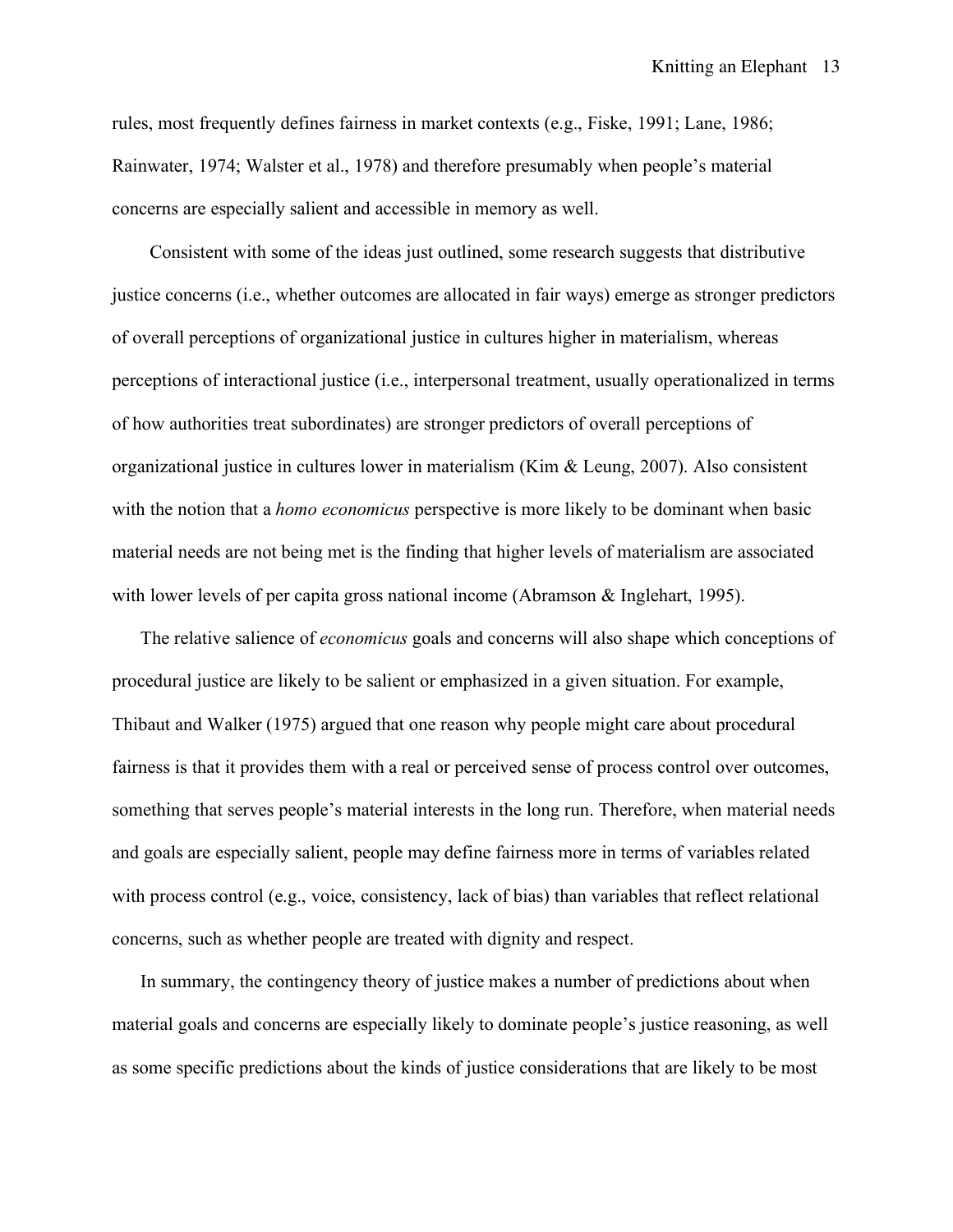rules, most frequently defines fairness in market contexts (e.g., Fiske, 1991; Lane, 1986; Rainwater, 1974; Walster et al., 1978) and therefore presumably when people's material concerns are especially salient and accessible in memory as well.

Consistent with some of the ideas just outlined, some research suggests that distributive justice concerns (i.e., whether outcomes are allocated in fair ways) emerge as stronger predictors of overall perceptions of organizational justice in cultures higher in materialism, whereas perceptions of interactional justice (i.e., interpersonal treatment, usually operationalized in terms of how authorities treat subordinates) are stronger predictors of overall perceptions of organizational justice in cultures lower in materialism (Kim & Leung, 2007). Also consistent with the notion that a *homo economicus* perspective is more likely to be dominant when basic material needs are not being met is the finding that higher levels of materialism are associated with lower levels of per capita gross national income (Abramson & Inglehart, 1995).

The relative salience of *economicus* goals and concerns will also shape which conceptions of procedural justice are likely to be salient or emphasized in a given situation. For example, Thibaut and Walker (1975) argued that one reason why people might care about procedural fairness is that it provides them with a real or perceived sense of process control over outcomes, something that serves people's material interests in the long run. Therefore, when material needs and goals are especially salient, people may define fairness more in terms of variables related with process control (e.g., voice, consistency, lack of bias) than variables that reflect relational concerns, such as whether people are treated with dignity and respect.

In summary, the contingency theory of justice makes a number of predictions about when material goals and concerns are especially likely to dominate people's justice reasoning, as well as some specific predictions about the kinds of justice considerations that are likely to be most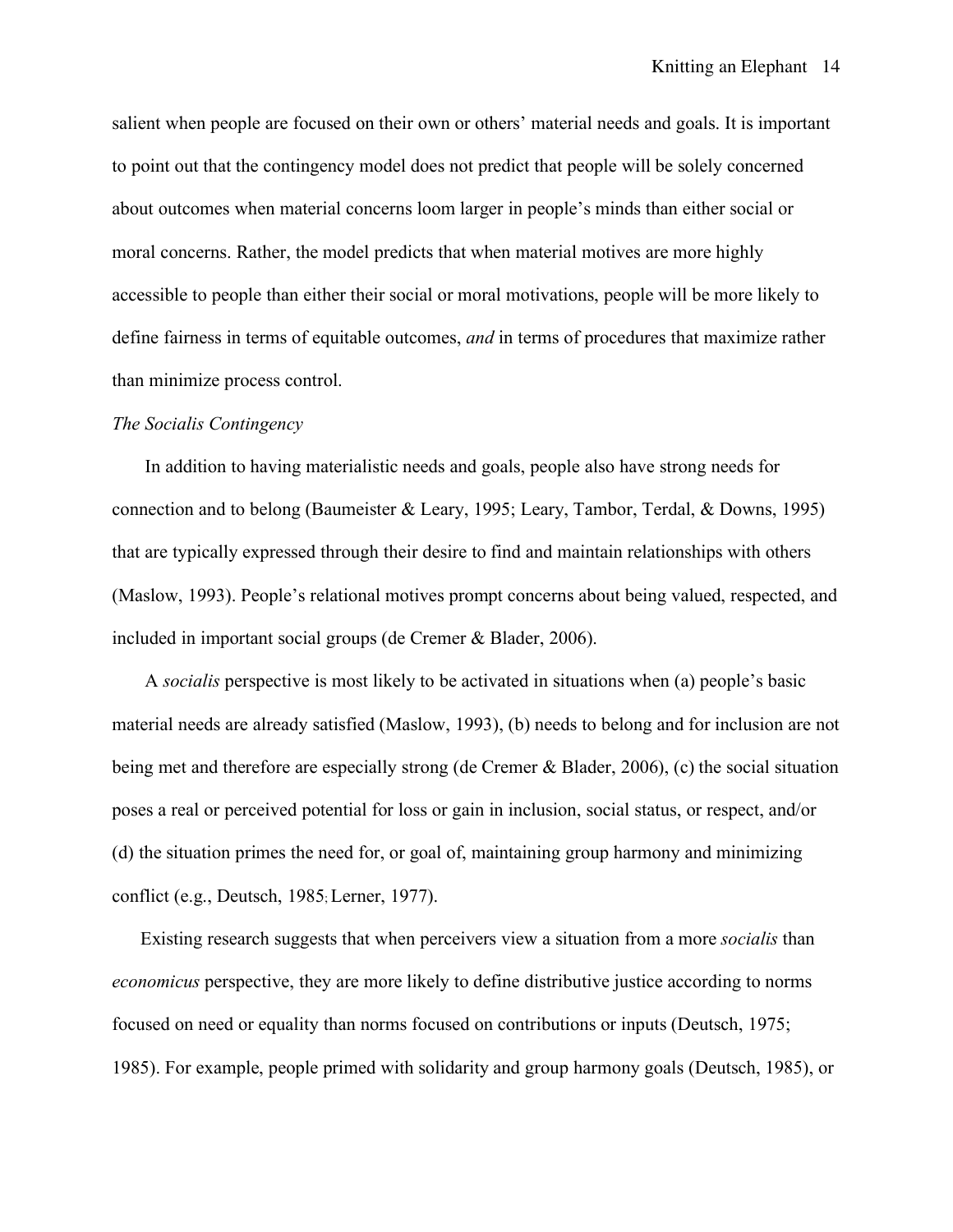salient when people are focused on their own or others' material needs and goals. It is important to point out that the contingency model does not predict that people will be solely concerned about outcomes when material concerns loom larger in people's minds than either social or moral concerns. Rather, the model predicts that when material motives are more highly accessible to people than either their social or moral motivations, people will be more likely to define fairness in terms of equitable outcomes, *and* in terms of procedures that maximize rather than minimize process control.

*The Socialis Contingency*

In addition to having materialistic needs and goals, people also have strong needs for connection and to belong (Baumeister & Leary, 1995; Leary, Tambor, Terdal, & Downs, 1995) that are typically expressed through their desire to find and maintain relationships with others (Maslow, 1993). People's relational motives prompt concerns about being valued, respected, and included in important social groups (de Cremer & Blader, 2006).

A *socialis* perspective is most likely to be activated in situations when (a) people's basic material needs are already satisfied (Maslow, 1993), (b) needs to belong and for inclusion are not being met and therefore are especially strong (de Cremer & Blader, 2006), (c) the social situation poses a real or perceived potential for loss or gain in inclusion, social status, or respect, and/or (d) the situation primes the need for, or goal of, maintaining group harmony and minimizing conflict (e.g., Deutsch, 1985; Lerner, 1977).

Existing research suggests that when perceivers view a situation from a more *socialis* than *economicus* perspective, they are more likely to define distributive justice according to norms focused on need or equality than norms focused on contributions or inputs (Deutsch, 1975; 1985). For example, people primed with solidarity and group harmony goals (Deutsch, 1985), or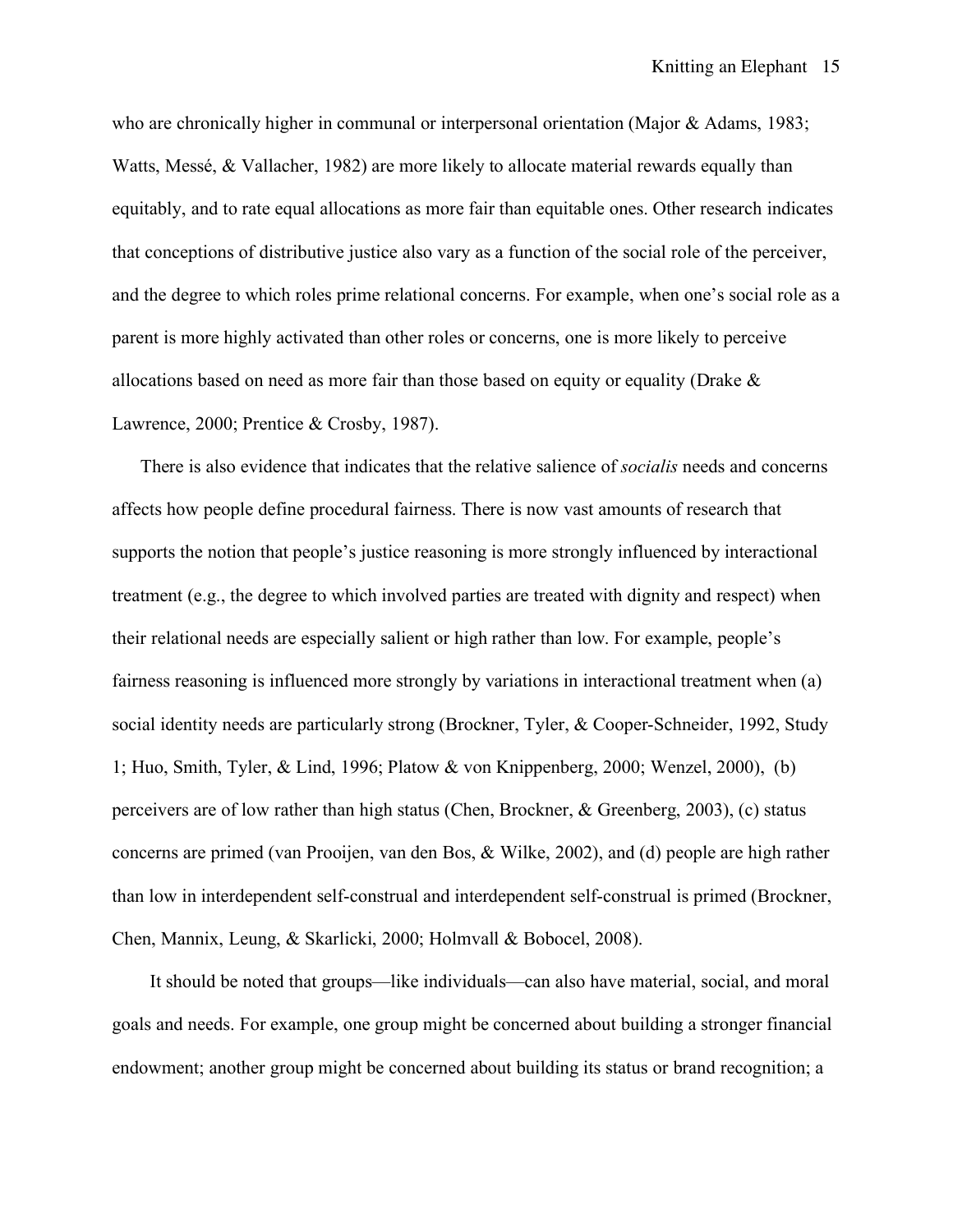who are chronically higher in communal or interpersonal orientation (Major & Adams, 1983; Watts, Messé, & Vallacher, 1982) are more likely to allocate material rewards equally than equitably, and to rate equal allocations as more fair than equitable ones. Other research indicates that conceptions of distributive justice also vary as a function of the social role of the perceiver, and the degree to which roles prime relational concerns. For example, when one's social role as a parent is more highly activated than other roles or concerns, one is more likely to perceive allocations based on need as more fair than those based on equity or equality (Drake & Lawrence, 2000; Prentice & Crosby, 1987).

There is also evidence that indicates that the relative salience of *socialis* needs and concerns affects how people define procedural fairness. There is now vast amounts of research that supports the notion that people's justice reasoning is more strongly influenced by interactional treatment (e.g., the degree to which involved parties are treated with dignity and respect) when their relational needs are especially salient or high rather than low. For example, people's fairness reasoning is influenced more strongly by variations in interactional treatment when (a) social identity needs are particularly strong (Brockner, Tyler, & Cooper-Schneider, 1992, Study 1; Huo, Smith, Tyler, & Lind, 1996; Platow & von Knippenberg, 2000; Wenzel, 2000), (b) perceivers are of low rather than high status (Chen, Brockner, & Greenberg, 2003), (c) status concerns are primed (van Prooijen, van den Bos, & Wilke, 2002), and (d) people are high rather than low in interdependent self-construal and interdependent self-construal is primed (Brockner, Chen, Mannix, Leung, & Skarlicki, 2000; Holmvall & Bobocel, 2008).

It should be noted that groups—like individuals—can also have material, social, and moral goals and needs. For example, one group might be concerned about building a stronger financial endowment; another group might be concerned about building its status or brand recognition; a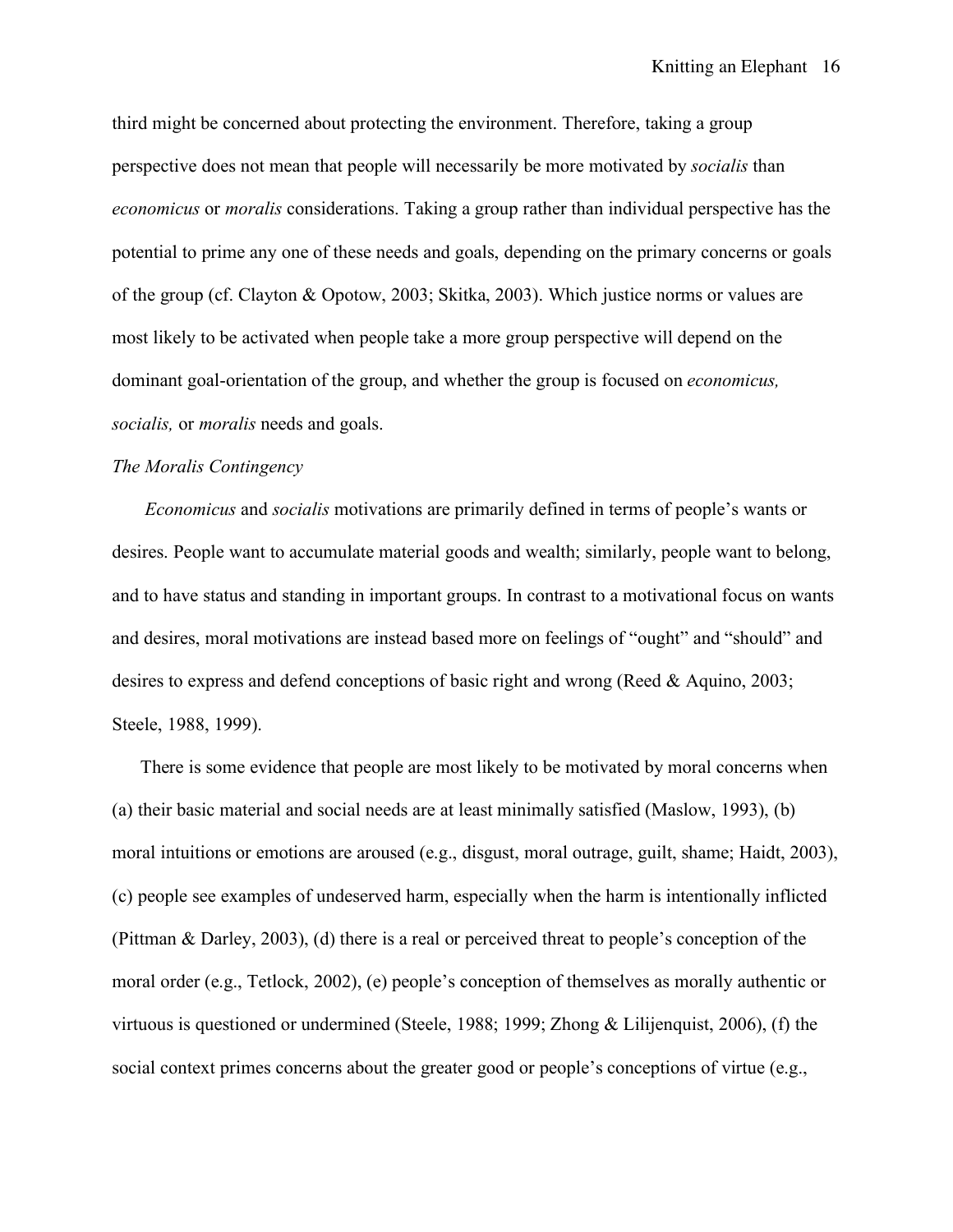third might be concerned about protecting the environment. Therefore, taking a group perspective does not mean that people will necessarily be more motivated by *socialis* than *economicus* or *moralis* considerations. Taking a group rather than individual perspective has the potential to prime any one of these needs and goals, depending on the primary concerns or goals of the group (cf. Clayton & Opotow, 2003; Skitka, 2003). Which justice norms or values are most likely to be activated when people take a more group perspective will depend on the dominant goal-orientation of the group, and whether the group is focused on *economicus, socialis,* or *moralis* needs and goals.

*The Moralis Contingency*

*Economicus* and *socialis* motivations are primarily defined in terms of people's wants or desires. People want to accumulate material goods and wealth; similarly, people want to belong, and to have status and standing in important groups. In contrast to a motivational focus on wants and desires, moral motivations are instead based more on feelings of "ought" and "should" and desires to express and defend conceptions of basic right and wrong (Reed & Aquino, 2003; Steele, 1988, 1999).

There is some evidence that people are most likely to be motivated by moral concerns when (a) their basic material and social needs are at least minimally satisfied (Maslow, 1993), (b) moral intuitions or emotions are aroused (e.g., disgust, moral outrage, guilt, shame; Haidt, 2003), (c) people see examples of undeserved harm, especially when the harm is intentionally inflicted (Pittman & Darley, 2003), (d) there is a real or perceived threat to people's conception of the moral order (e.g., Tetlock, 2002), (e) people's conception of themselves as morally authentic or virtuous is questioned or undermined (Steele, 1988; 1999; Zhong & Lilijenquist, 2006), (f) the social context primes concerns about the greater good or people's conceptions of virtue (e.g.,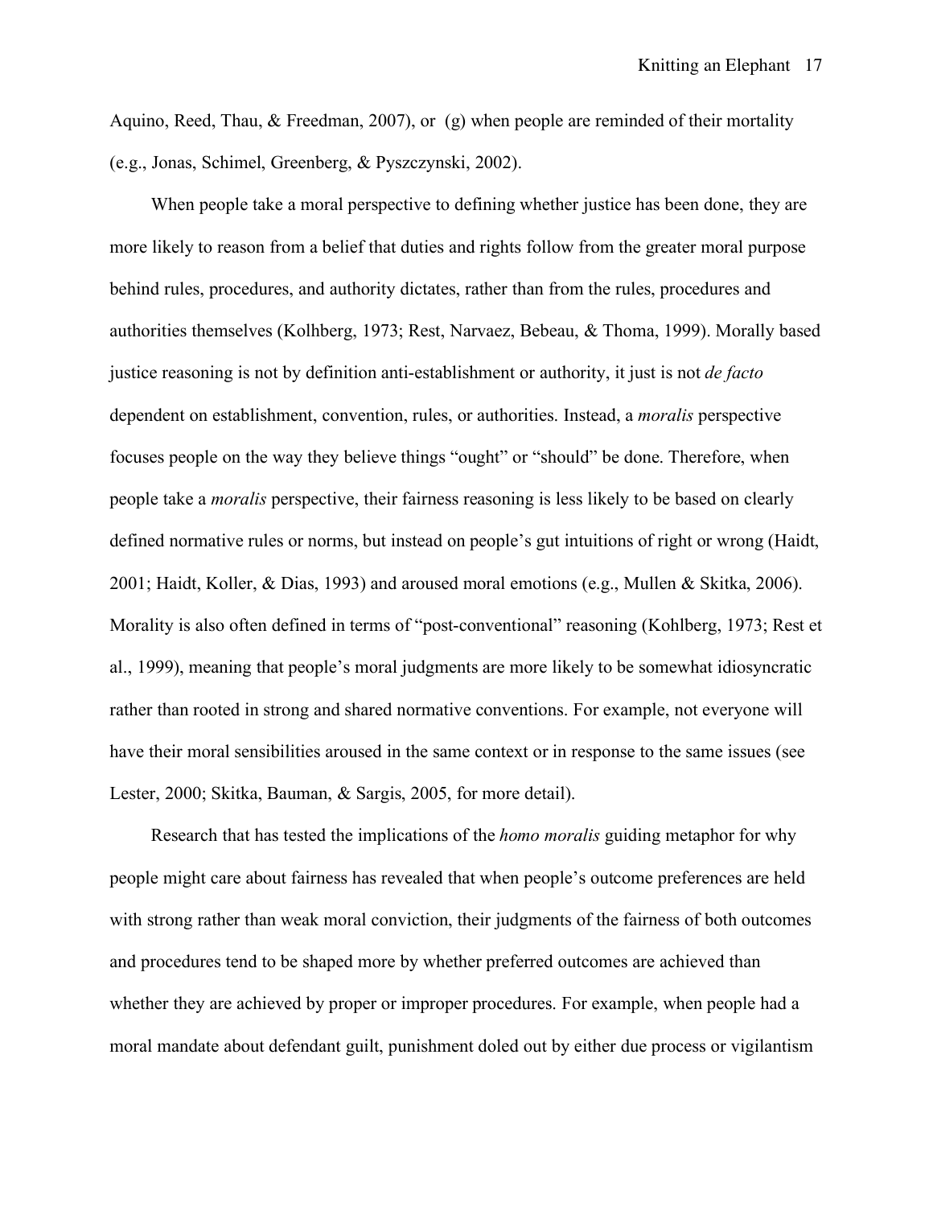Aquino, Reed, Thau, & Freedman, 2007), or (g) when people are reminded of their mortality (e.g., Jonas, Schimel, Greenberg, & Pyszczynski, 2002).

When people take a moral perspective to defining whether justice has been done, they are more likely to reason from a belief that duties and rights follow from the greater moral purpose behind rules, procedures, and authority dictates, rather than from the rules, procedures and authorities themselves (Kolhberg, 1973; Rest, Narvaez, Bebeau, & Thoma, 1999). Morally based justice reasoning is not by definition anti-establishment or authority, it just is not *de facto* dependent on establishment, convention, rules, or authorities. Instead, a *moralis* perspective focuses people on the way they believe things "ought" or "should" be done. Therefore, when people take a *moralis* perspective, their fairness reasoning is less likely to be based on clearly defined normative rules or norms, but instead on people's gut intuitions of right or wrong (Haidt, 2001; Haidt, Koller, & Dias, 1993) and aroused moral emotions (e.g., Mullen & Skitka, 2006). Morality is also often defined in terms of "post-conventional" reasoning (Kohlberg, 1973; Rest et al., 1999), meaning that people's moral judgments are more likely to be somewhat idiosyncratic rather than rooted in strong and shared normative conventions. For example, not everyone will have their moral sensibilities aroused in the same context or in response to the same issues (see Lester, 2000; Skitka, Bauman, & Sargis, 2005, for more detail).

Research that has tested the implications of the *homo moralis* guiding metaphor for why people might care about fairness has revealed that when people's outcome preferences are held with strong rather than weak moral conviction, their judgments of the fairness of both outcomes and procedures tend to be shaped more by whether preferred outcomes are achieved than whether they are achieved by proper or improper procedures. For example, when people had a moral mandate about defendant guilt, punishment doled out by either due process or vigilantism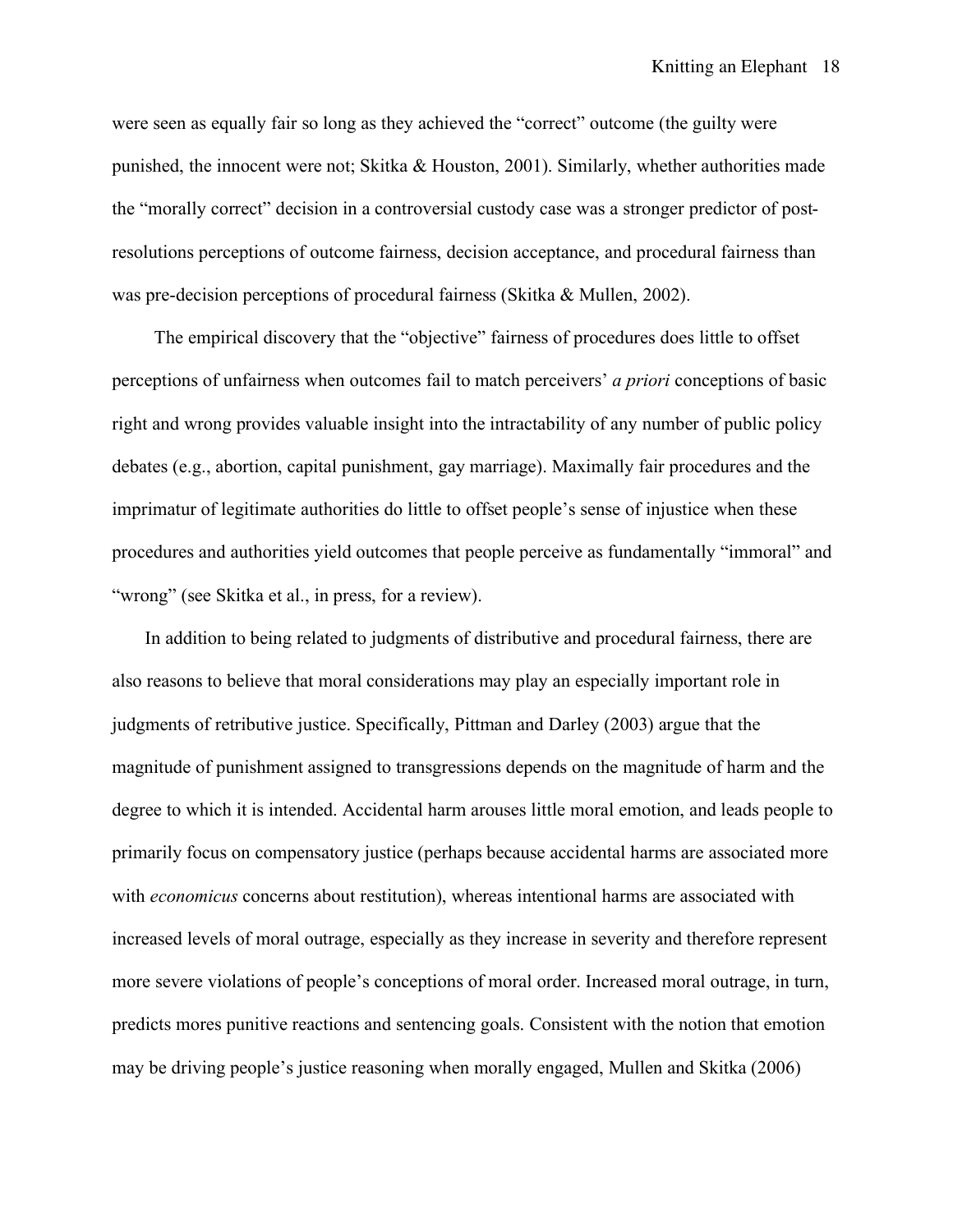were seen as equally fair so long as they achieved the "correct" outcome (the guilty were punished, the innocent were not; Skitka & Houston, 2001). Similarly, whether authorities made the "morally correct" decision in a controversial custody case was a stronger predictor of post-resolutions perceptions of outcome fairness, decision acceptance, and procedural fairness than was pre-decision perceptions of procedural fairness (Skitka & Mullen, 2002).

The empirical discovery that the "objective" fairness of procedures does little to offset perceptions of unfairness when outcomes fail to match perceivers' *a priori* conceptions of basic right and wrong provides valuable insight into the intractability of any number of public policy debates (e.g., abortion, capital punishment, gay marriage). Maximally fair procedures and the imprimatur of legitimate authorities do little to offset people's sense of injustice when these procedures and authorities yield outcomes that people perceive as fundamentally "immoral" and "wrong" (see Skitka et al., in press, for a review).

In addition to being related to judgments of distributive and procedural fairness, there are also reasons to believe that moral considerations may play an especially important role in judgments of retributive justice. Specifically, Pittman and Darley (2003) argue that the magnitude of punishment assigned to transgressions depends on the magnitude of harm and the degree to which it is intended. Accidental harm arouses little moral emotion, and leads people to primarily focus on compensatory justice (perhaps because accidental harms are associated more with *economicus* concerns about restitution), whereas intentional harms are associated with increased levels of moral outrage, especially as they increase in severity and therefore represent more severe violations of people's conceptions of moral order. Increased moral outrage, in turn, predicts mores punitive reactions and sentencing goals. Consistent with the notion that emotion may be driving people's justice reasoning when morally engaged, Mullen and Skitka (2006)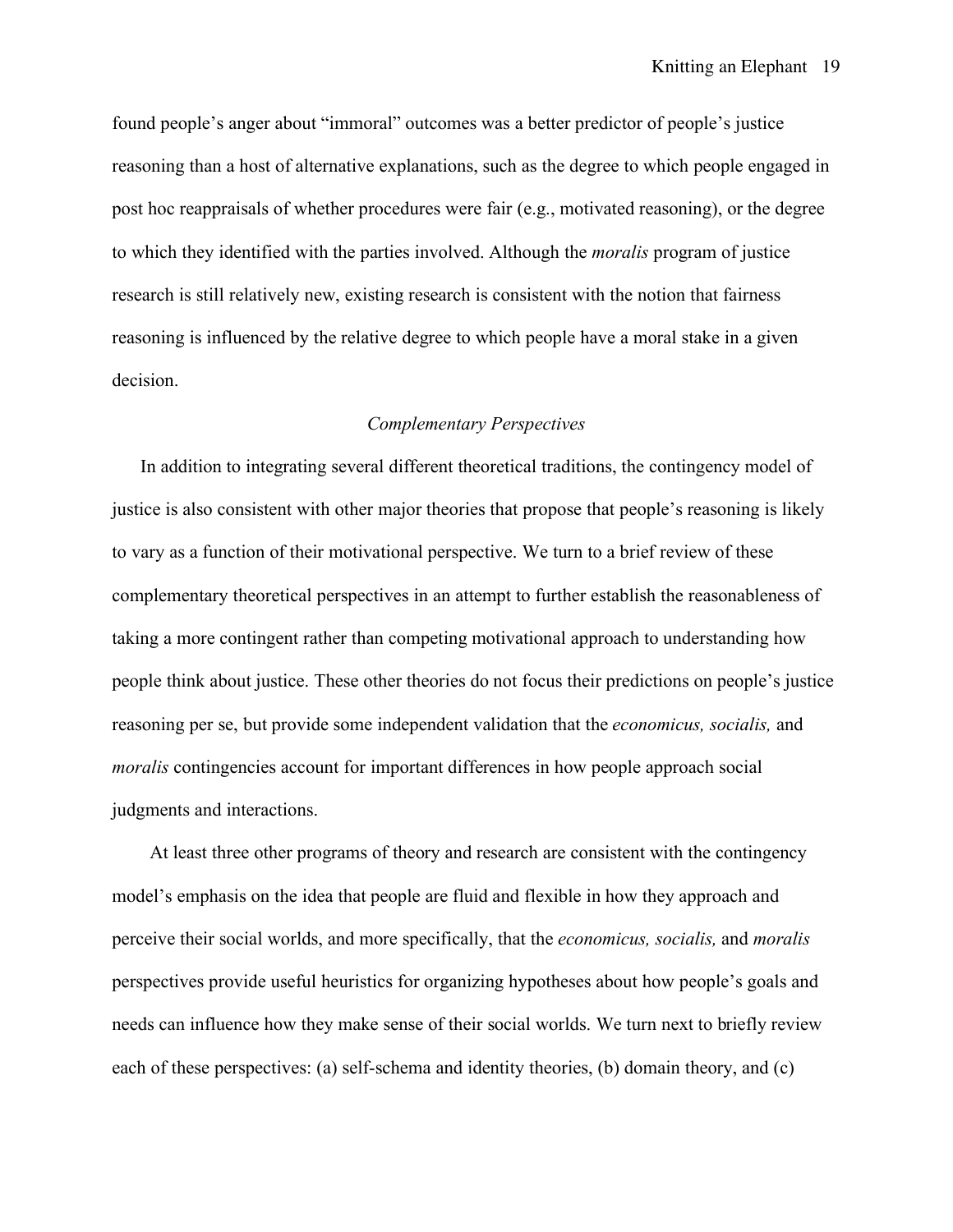found people's anger about "immoral" outcomes was a better predictor of people's justice reasoning than a host of alternative explanations, such as the degree to which people engaged in post hoc reappraisals of whether procedures were fair (e.g., motivated reasoning), or the degree to which they identified with the parties involved. Although the *moralis* program of justice research is still relatively new, existing research is consistent with the notion that fairness reasoning is influenced by the relative degree to which people have a moral stake in a given decision.

### *Complementary Perspectives*

In addition to integrating several different theoretical traditions, the contingency model of justice is also consistent with other major theories that propose that people's reasoning is likely to vary as a function of their motivational perspective. We turn to a brief review of these complementary theoretical perspectives in an attempt to further establish the reasonableness of taking a more contingent rather than competing motivational approach to understanding how people think about justice. These other theories do not focus their predictions on people's justice reasoning per se, but provide some independent validation that the *economicus, socialis,* and *moralis* contingencies account for important differences in how people approach social judgments and interactions.

At least three other programs of theory and research are consistent with the contingency model's emphasis on the idea that people are fluid and flexible in how they approach and perceive their social worlds, and more specifically, that the *economicus, socialis,* and *moralis* perspectives provide useful heuristics for organizing hypotheses about how people's goals and needs can influence how they make sense of their social worlds. We turn next to briefly review each of these perspectives: (a) self-schema and identity theories, (b) domain theory, and (c)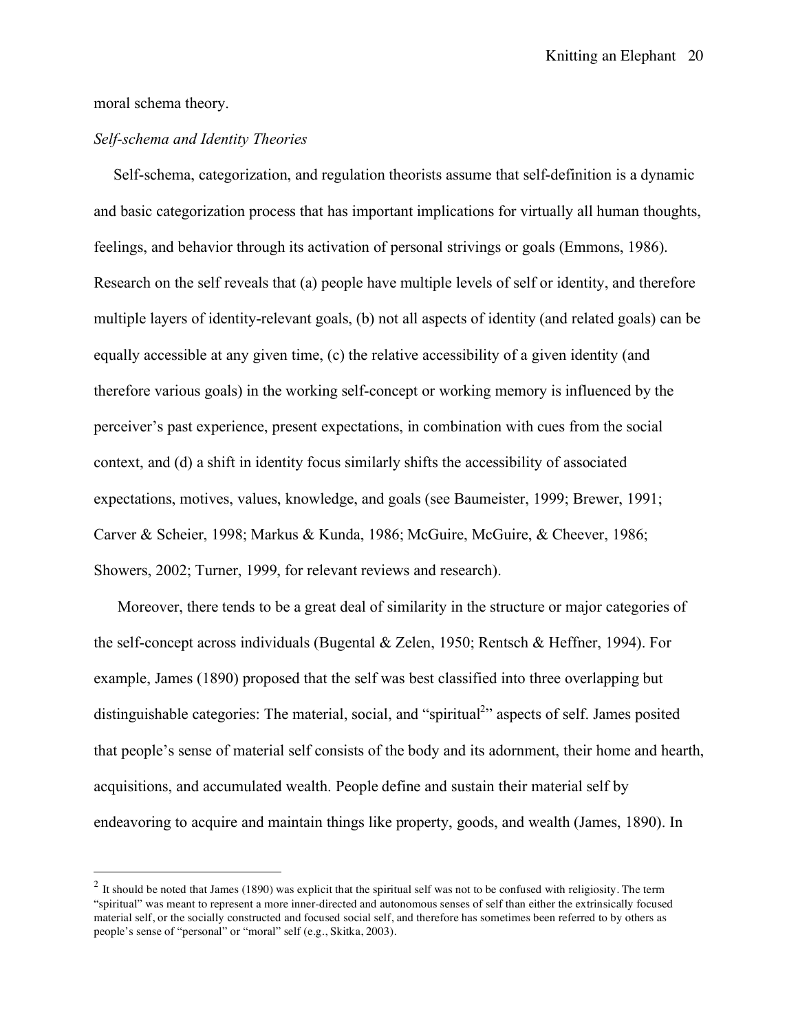moral schema theory.

*Self-schema and Identity Theories*

Self-schema, categorization, and regulation theorists assume that self-definition is a dynamic and basic categorization process that has important implications for virtually all human thoughts, feelings, and behavior through its activation of personal strivings or goals (Emmons, 1986). Research on the self reveals that (a) people have multiple levels of self or identity, and therefore multiple layers of identity-relevant goals, (b) not all aspects of identity (and related goals) can be equally accessible at any given time, (c) the relative accessibility of a given identity (and therefore various goals) in the working self-concept or working memory is influenced by the perceiver's past experience, present expectations, in combination with cues from the social context, and (d) a shift in identity focus similarly shifts the accessibility of associated expectations, motives, values, knowledge, and goals (see Baumeister, 1999; Brewer, 1991; Carver & Scheier, 1998; Markus & Kunda, 1986; McGuire, McGuire, & Cheever, 1986; Showers, 2002; Turner, 1999, for relevant reviews and research).

Moreover, there tends to be a great deal of similarity in the structure or major categories of the self-concept across individuals (Bugental & Zelen, 1950; Rentsch & Heffner, 1994). For example, James (1890) proposed that the self was best classified into three overlapping but distinguishable categories: The material, social, and "spiritual[2]" aspects of self. James posited that people's sense of material self consists of the body and its adornment, their home and hearth, acquisitions, and accumulated wealth. People define and sustain their material self by endeavoring to acquire and maintain things like property, goods, and wealth (James, 1890). In

[2] It should be noted that James (1890) was explicit that the spiritual self was not to be confused with religiosity. The term "spiritual" was meant to represent a more inner-directed and autonomous senses of self than either the extrinsically focused material self, or the socially constructed and focused social self, and therefore has sometimes been referred to by others as people's sense of "personal" or "moral" self (e.g., Skitka, 2003).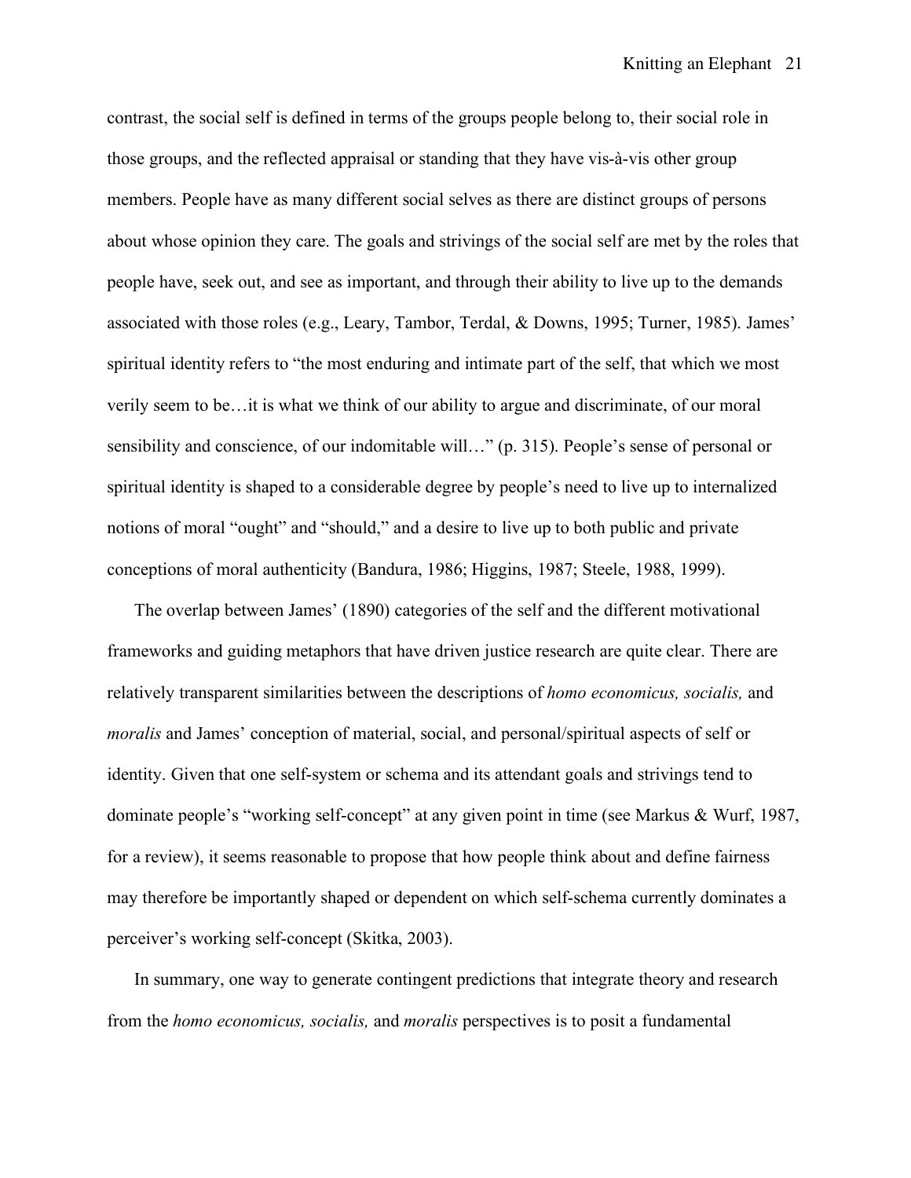contrast, the social self is defined in terms of the groups people belong to, their social role in those groups, and the reflected appraisal or standing that they have vis-à-vis other group members. People have as many different social selves as there are distinct groups of persons about whose opinion they care. The goals and strivings of the social self are met by the roles that people have, seek out, and see as important, and through their ability to live up to the demands associated with those roles (e.g., Leary, Tambor, Terdal, & Downs, 1995; Turner, 1985). James' spiritual identity refers to "the most enduring and intimate part of the self, that which we most verily seem to be…it is what we think of our ability to argue and discriminate, of our moral sensibility and conscience, of our indomitable will…" (p. 315). People's sense of personal or spiritual identity is shaped to a considerable degree by people's need to live up to internalized notions of moral "ought" and "should," and a desire to live up to both public and private conceptions of moral authenticity (Bandura, 1986; Higgins, 1987; Steele, 1988, 1999).

The overlap between James' (1890) categories of the self and the different motivational frameworks and guiding metaphors that have driven justice research are quite clear. There are relatively transparent similarities between the descriptions of *homo economicus, socialis,* and *moralis* and James' conception of material, social, and personal/spiritual aspects of self or identity. Given that one self-system or schema and its attendant goals and strivings tend to dominate people's "working self-concept" at any given point in time (see Markus & Wurf, 1987, for a review), it seems reasonable to propose that how people think about and define fairness may therefore be importantly shaped or dependent on which self-schema currently dominates a perceiver's working self-concept (Skitka, 2003).

In summary, one way to generate contingent predictions that integrate theory and research from the *homo economicus, socialis,* and *moralis* perspectives is to posit a fundamental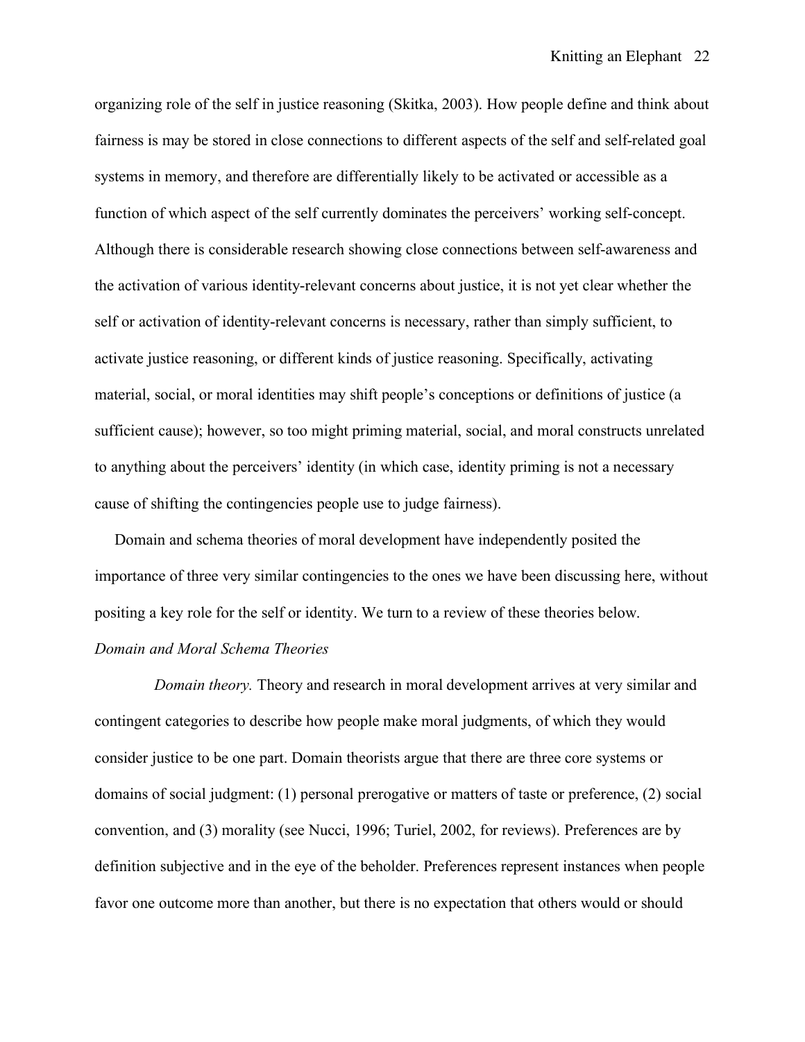organizing role of the self in justice reasoning (Skitka, 2003). How people define and think about fairness is may be stored in close connections to different aspects of the self and self-related goal systems in memory, and therefore are differentially likely to be activated or accessible as a function of which aspect of the self currently dominates the perceivers' working self-concept. Although there is considerable research showing close connections between self-awareness and the activation of various identity-relevant concerns about justice, it is not yet clear whether the self or activation of identity-relevant concerns is necessary, rather than simply sufficient, to activate justice reasoning, or different kinds of justice reasoning. Specifically, activating material, social, or moral identities may shift people's conceptions or definitions of justice (a sufficient cause); however, so too might priming material, social, and moral constructs unrelated to anything about the perceivers' identity (in which case, identity priming is not a necessary cause of shifting the contingencies people use to judge fairness).

Domain and schema theories of moral development have independently posited the importance of three very similar contingencies to the ones we have been discussing here, without positing a key role for the self or identity. We turn to a review of these theories below.

### *Domain and Moral Schema Theories*

*Domain theory.* Theory and research in moral development arrives at very similar and contingent categories to describe how people make moral judgments, of which they would consider justice to be one part. Domain theorists argue that there are three core systems or domains of social judgment: (1) personal prerogative or matters of taste or preference, (2) social convention, and (3) morality (see Nucci, 1996; Turiel, 2002, for reviews). Preferences are by definition subjective and in the eye of the beholder. Preferences represent instances when people favor one outcome more than another, but there is no expectation that others would or should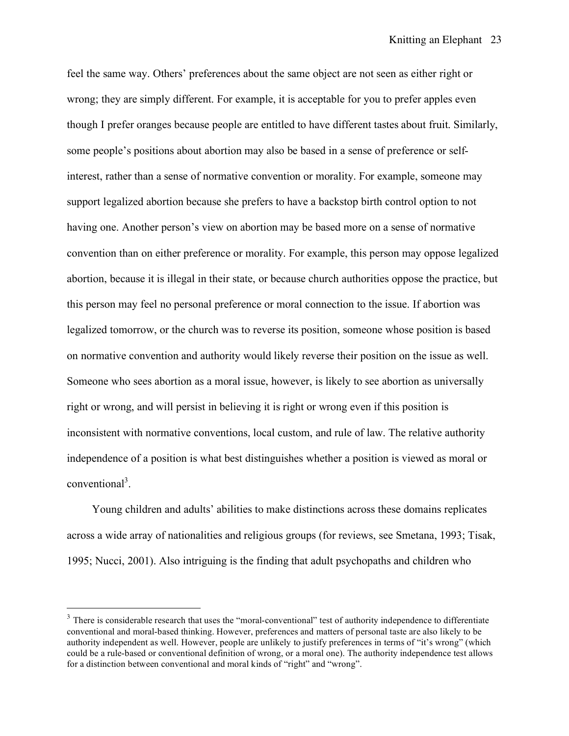feel the same way. Others' preferences about the same object are not seen as either right or wrong; they are simply different. For example, it is acceptable for you to prefer apples even though I prefer oranges because people are entitled to have different tastes about fruit. Similarly, some people's positions about abortion may also be based in a sense of preference or self-interest, rather than a sense of normative convention or morality. For example, someone may support legalized abortion because she prefers to have a backstop birth control option to not having one. Another person's view on abortion may be based more on a sense of normative convention than on either preference or morality. For example, this person may oppose legalized abortion, because it is illegal in their state, or because church authorities oppose the practice, but this person may feel no personal preference or moral connection to the issue. If abortion was legalized tomorrow, or the church was to reverse its position, someone whose position is based on normative convention and authority would likely reverse their position on the issue as well. Someone who sees abortion as a moral issue, however, is likely to see abortion as universally right or wrong, and will persist in believing it is right or wrong even if this position is inconsistent with normative conventions, local custom, and rule of law. The relative authority independence of a position is what best distinguishes whether a position is viewed as moral or conventional[3].

Young children and adults' abilities to make distinctions across these domains replicates across a wide array of nationalities and religious groups (for reviews, see Smetana, 1993; Tisak, 1995; Nucci, 2001). Also intriguing is the finding that adult psychopaths and children who

---

[3] There is considerable research that uses the "moral-conventional" test of authority independence to differentiate conventional and moral-based thinking. However, preferences and matters of personal taste are also likely to be authority independent as well. However, people are unlikely to justify preferences in terms of "it's wrong" (which could be a rule-based or conventional definition of wrong, or a moral one). The authority independence test allows for a distinction between conventional and moral kinds of "right" and "wrong".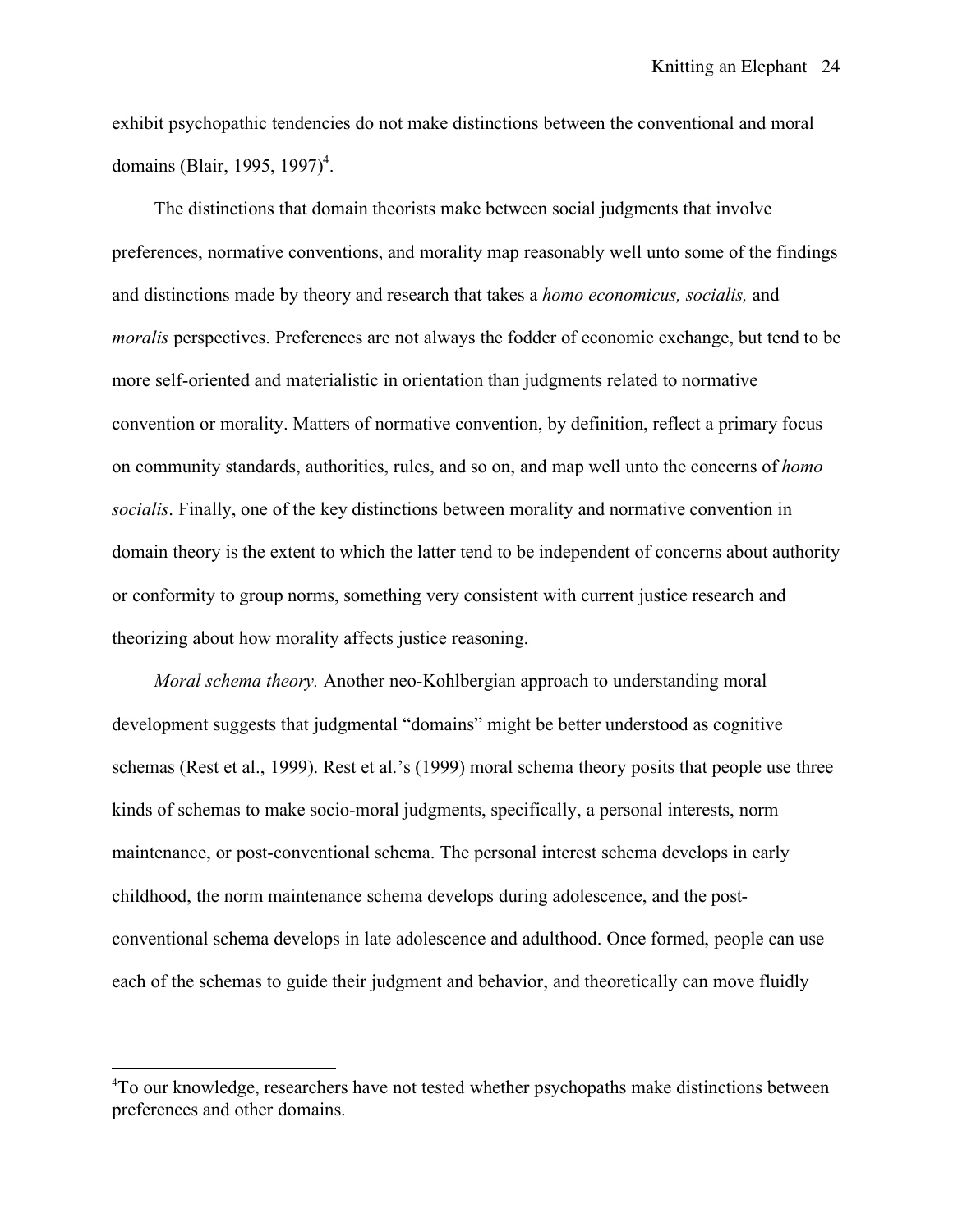exhibit psychopathic tendencies do not make distinctions between the conventional and moral domains (Blair, 1995, 1997)[4].

The distinctions that domain theorists make between social judgments that involve preferences, normative conventions, and morality map reasonably well unto some of the findings and distinctions made by theory and research that takes a *homo economicus, socialis,* and *moralis* perspectives. Preferences are not always the fodder of economic exchange, but tend to be more self-oriented and materialistic in orientation than judgments related to normative convention or morality. Matters of normative convention, by definition, reflect a primary focus on community standards, authorities, rules, and so on, and map well unto the concerns of *homo socialis*. Finally, one of the key distinctions between morality and normative convention in domain theory is the extent to which the latter tend to be independent of concerns about authority or conformity to group norms, something very consistent with current justice research and theorizing about how morality affects justice reasoning.

*Moral schema theory.* Another neo-Kohlbergian approach to understanding moral development suggests that judgmental "domains" might be better understood as cognitive schemas (Rest et al., 1999). Rest et al.'s (1999) moral schema theory posits that people use three kinds of schemas to make socio-moral judgments, specifically, a personal interests, norm maintenance, or post-conventional schema. The personal interest schema develops in early childhood, the norm maintenance schema develops during adolescence, and the post-conventional schema develops in late adolescence and adulthood. Once formed, people can use each of the schemas to guide their judgment and behavior, and theoretically can move fluidly

[4]To our knowledge, researchers have not tested whether psychopaths make distinctions between preferences and other domains.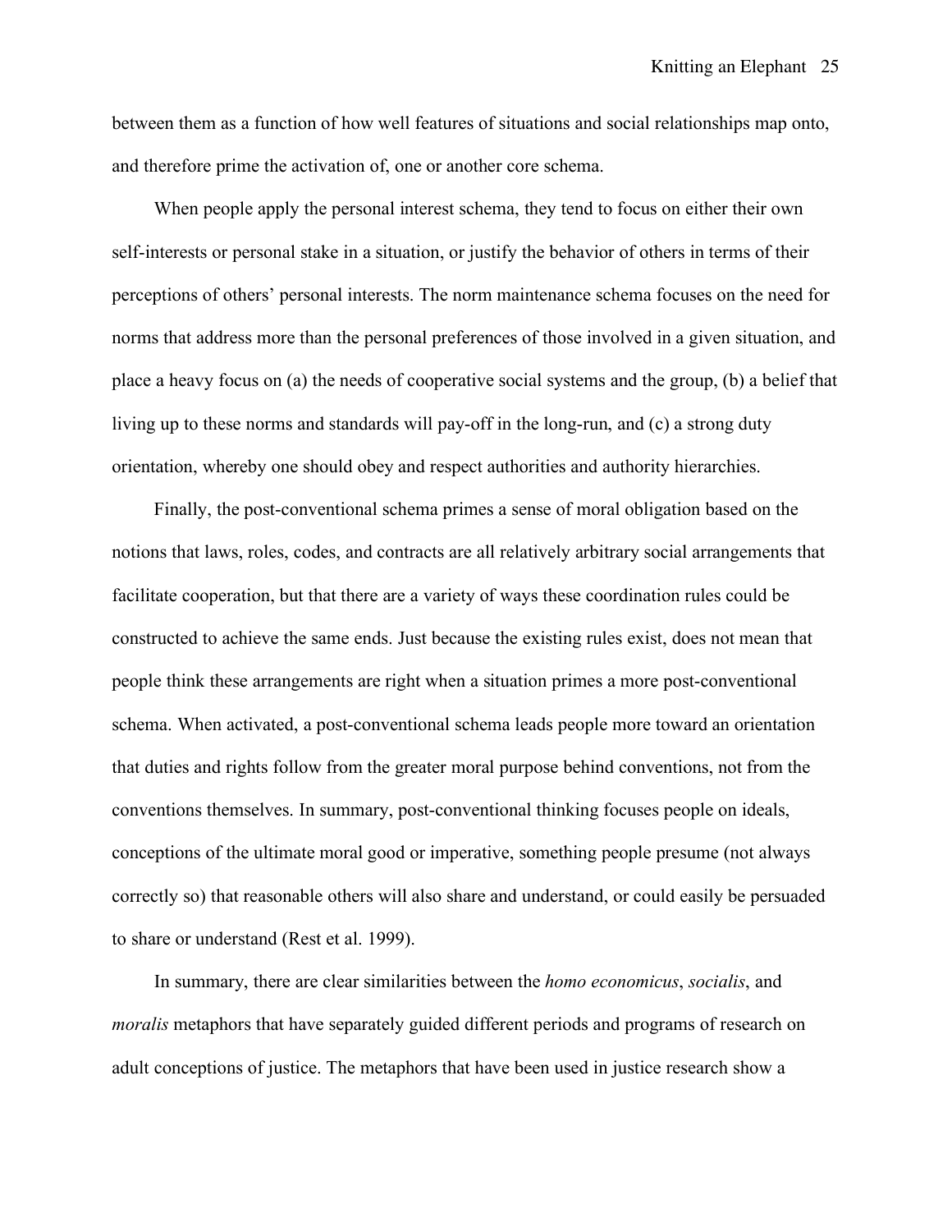between them as a function of how well features of situations and social relationships map onto, and therefore prime the activation of, one or another core schema.

When people apply the personal interest schema, they tend to focus on either their own self-interests or personal stake in a situation, or justify the behavior of others in terms of their perceptions of others' personal interests. The norm maintenance schema focuses on the need for norms that address more than the personal preferences of those involved in a given situation, and place a heavy focus on (a) the needs of cooperative social systems and the group, (b) a belief that living up to these norms and standards will pay-off in the long-run, and (c) a strong duty orientation, whereby one should obey and respect authorities and authority hierarchies.

Finally, the post-conventional schema primes a sense of moral obligation based on the notions that laws, roles, codes, and contracts are all relatively arbitrary social arrangements that facilitate cooperation, but that there are a variety of ways these coordination rules could be constructed to achieve the same ends. Just because the existing rules exist, does not mean that people think these arrangements are right when a situation primes a more post-conventional schema. When activated, a post-conventional schema leads people more toward an orientation that duties and rights follow from the greater moral purpose behind conventions, not from the conventions themselves. In summary, post-conventional thinking focuses people on ideals, conceptions of the ultimate moral good or imperative, something people presume (not always correctly so) that reasonable others will also share and understand, or could easily be persuaded to share or understand (Rest et al. 1999).

In summary, there are clear similarities between the *homo economicus*, *socialis*, and *moralis* metaphors that have separately guided different periods and programs of research on adult conceptions of justice. The metaphors that have been used in justice research show a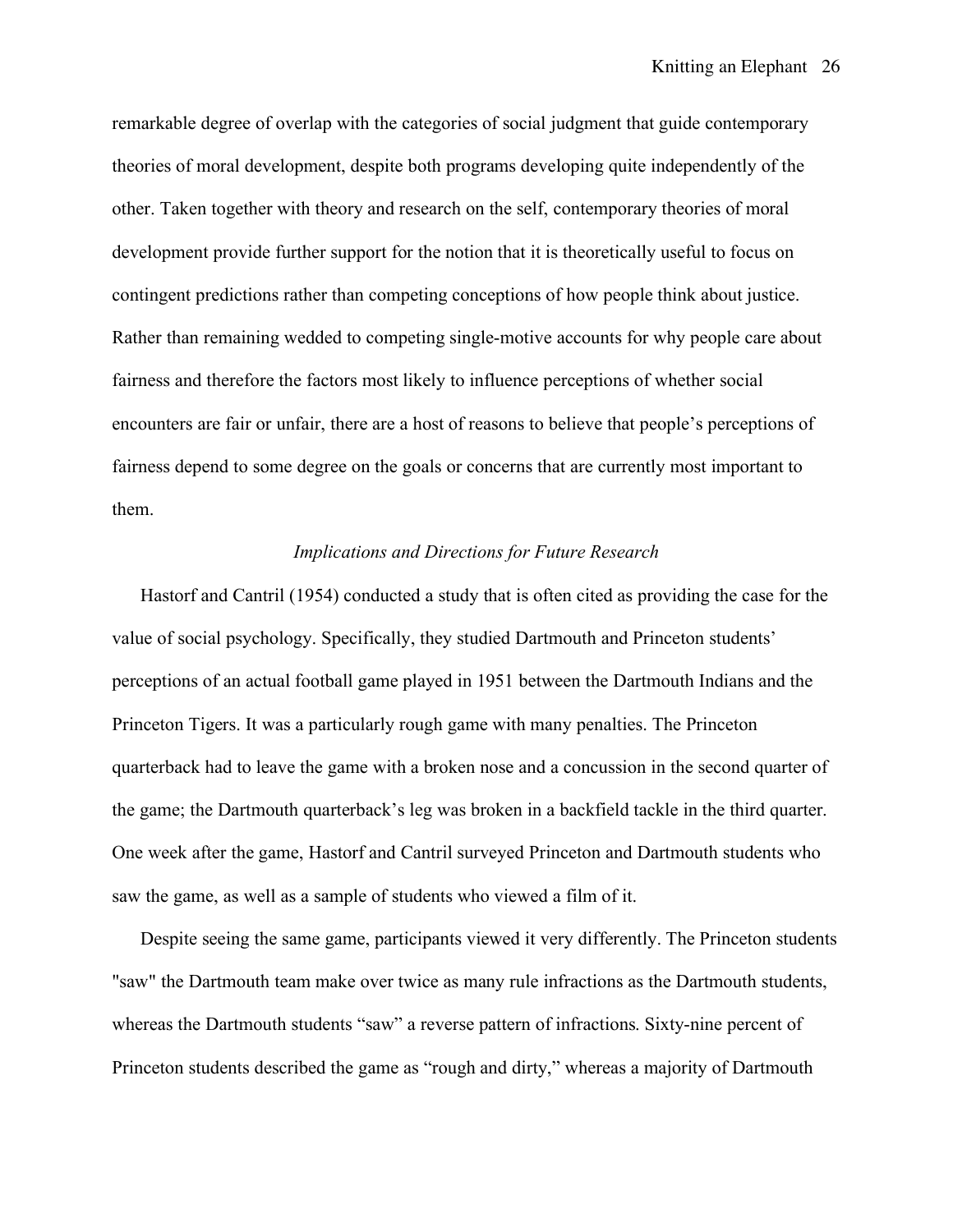remarkable degree of overlap with the categories of social judgment that guide contemporary theories of moral development, despite both programs developing quite independently of the other. Taken together with theory and research on the self, contemporary theories of moral development provide further support for the notion that it is theoretically useful to focus on contingent predictions rather than competing conceptions of how people think about justice. Rather than remaining wedded to competing single-motive accounts for why people care about fairness and therefore the factors most likely to influence perceptions of whether social encounters are fair or unfair, there are a host of reasons to believe that people's perceptions of fairness depend to some degree on the goals or concerns that are currently most important to them.

### *Implications and Directions for Future Research*

Hastorf and Cantril (1954) conducted a study that is often cited as providing the case for the value of social psychology. Specifically, they studied Dartmouth and Princeton students' perceptions of an actual football game played in 1951 between the Dartmouth Indians and the Princeton Tigers. It was a particularly rough game with many penalties. The Princeton quarterback had to leave the game with a broken nose and a concussion in the second quarter of the game; the Dartmouth quarterback's leg was broken in a backfield tackle in the third quarter. One week after the game, Hastorf and Cantril surveyed Princeton and Dartmouth students who saw the game, as well as a sample of students who viewed a film of it.

Despite seeing the same game, participants viewed it very differently. The Princeton students "saw" the Dartmouth team make over twice as many rule infractions as the Dartmouth students, whereas the Dartmouth students "saw" a reverse pattern of infractions. Sixty-nine percent of Princeton students described the game as "rough and dirty," whereas a majority of Dartmouth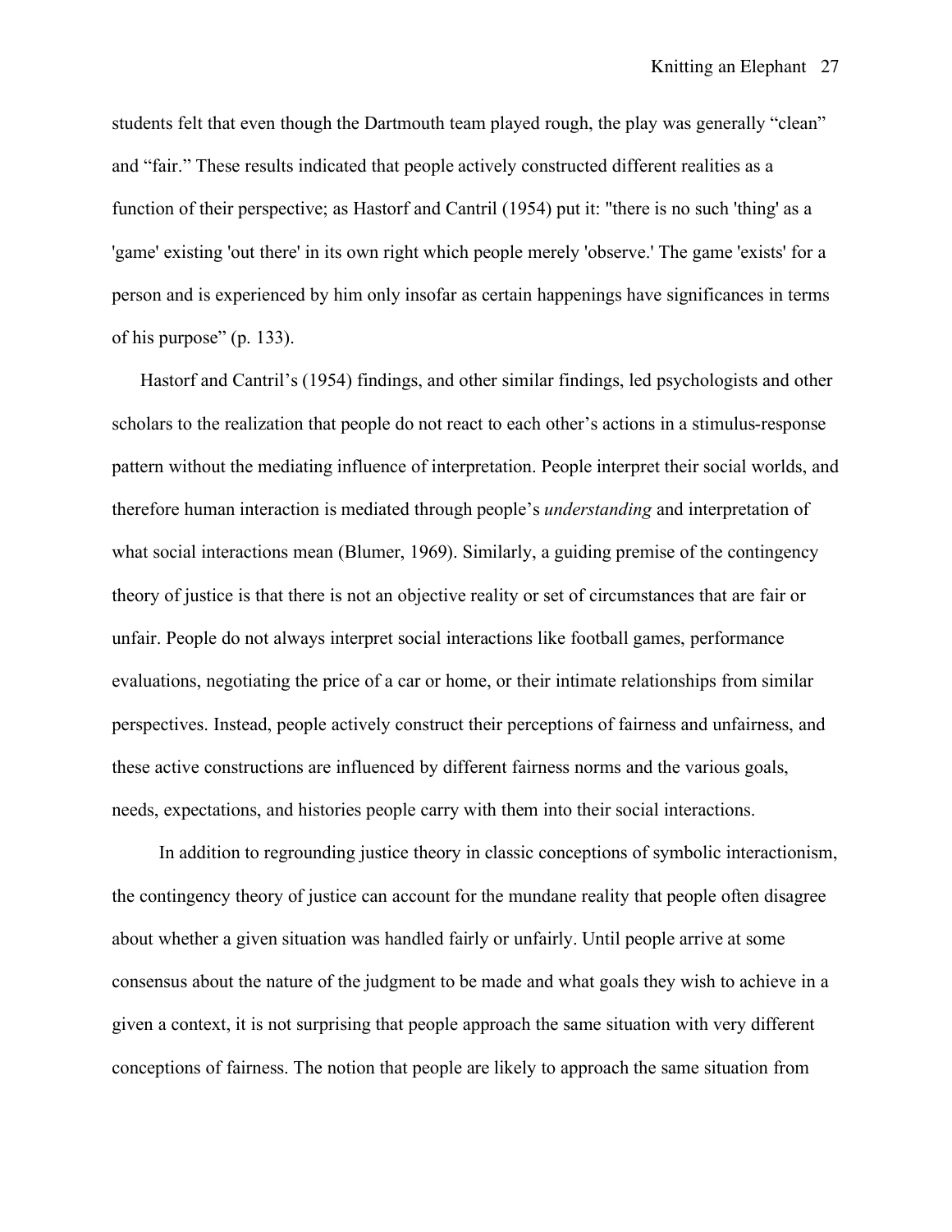students felt that even though the Dartmouth team played rough, the play was generally "clean" and "fair." These results indicated that people actively constructed different realities as a function of their perspective; as Hastorf and Cantril (1954) put it: "there is no such 'thing' as a 'game' existing 'out there' in its own right which people merely 'observe.' The game 'exists' for a person and is experienced by him only insofar as certain happenings have significances in terms of his purpose" (p. 133).

Hastorf and Cantril's (1954) findings, and other similar findings, led psychologists and other scholars to the realization that people do not react to each other's actions in a stimulus-response pattern without the mediating influence of interpretation. People interpret their social worlds, and therefore human interaction is mediated through people's *understanding* and interpretation of what social interactions mean (Blumer, 1969). Similarly, a guiding premise of the contingency theory of justice is that there is not an objective reality or set of circumstances that are fair or unfair. People do not always interpret social interactions like football games, performance evaluations, negotiating the price of a car or home, or their intimate relationships from similar perspectives. Instead, people actively construct their perceptions of fairness and unfairness, and these active constructions are influenced by different fairness norms and the various goals, needs, expectations, and histories people carry with them into their social interactions.

In addition to regrounding justice theory in classic conceptions of symbolic interactionism, the contingency theory of justice can account for the mundane reality that people often disagree about whether a given situation was handled fairly or unfairly. Until people arrive at some consensus about the nature of the judgment to be made and what goals they wish to achieve in a given a context, it is not surprising that people approach the same situation with very different conceptions of fairness. The notion that people are likely to approach the same situation from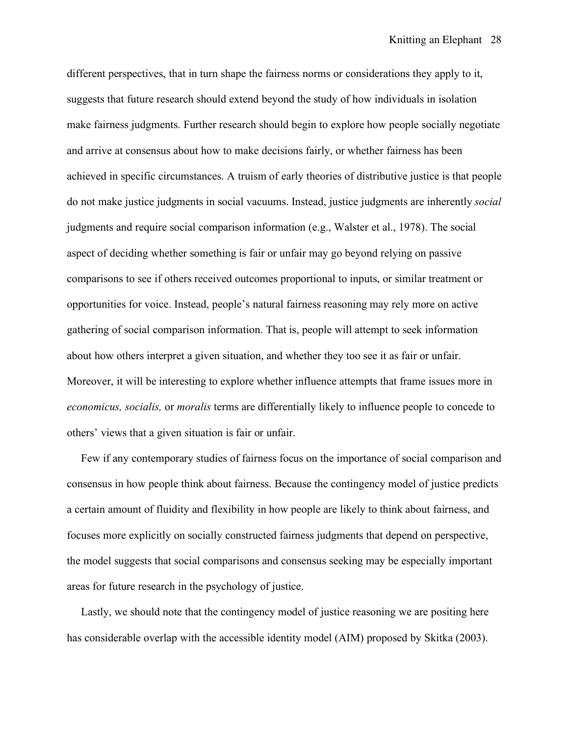different perspectives, that in turn shape the fairness norms or considerations they apply to it, suggests that future research should extend beyond the study of how individuals in isolation make fairness judgments. Further research should begin to explore how people socially negotiate and arrive at consensus about how to make decisions fairly, or whether fairness has been achieved in specific circumstances. A truism of early theories of distributive justice is that people do not make justice judgments in social vacuums. Instead, justice judgments are inherently *social* judgments and require social comparison information (e.g., Walster et al., 1978). The social aspect of deciding whether something is fair or unfair may go beyond relying on passive comparisons to see if others received outcomes proportional to inputs, or similar treatment or opportunities for voice. Instead, people's natural fairness reasoning may rely more on active gathering of social comparison information. That is, people will attempt to seek information about how others interpret a given situation, and whether they too see it as fair or unfair. Moreover, it will be interesting to explore whether influence attempts that frame issues more in *economicus, socialis,* or *moralis* terms are differentially likely to influence people to concede to others' views that a given situation is fair or unfair.

Few if any contemporary studies of fairness focus on the importance of social comparison and consensus in how people think about fairness. Because the contingency model of justice predicts a certain amount of fluidity and flexibility in how people are likely to think about fairness, and focuses more explicitly on socially constructed fairness judgments that depend on perspective, the model suggests that social comparisons and consensus seeking may be especially important areas for future research in the psychology of justice.

Lastly, we should note that the contingency model of justice reasoning we are positing here has considerable overlap with the accessible identity model (AIM) proposed by Skitka (2003).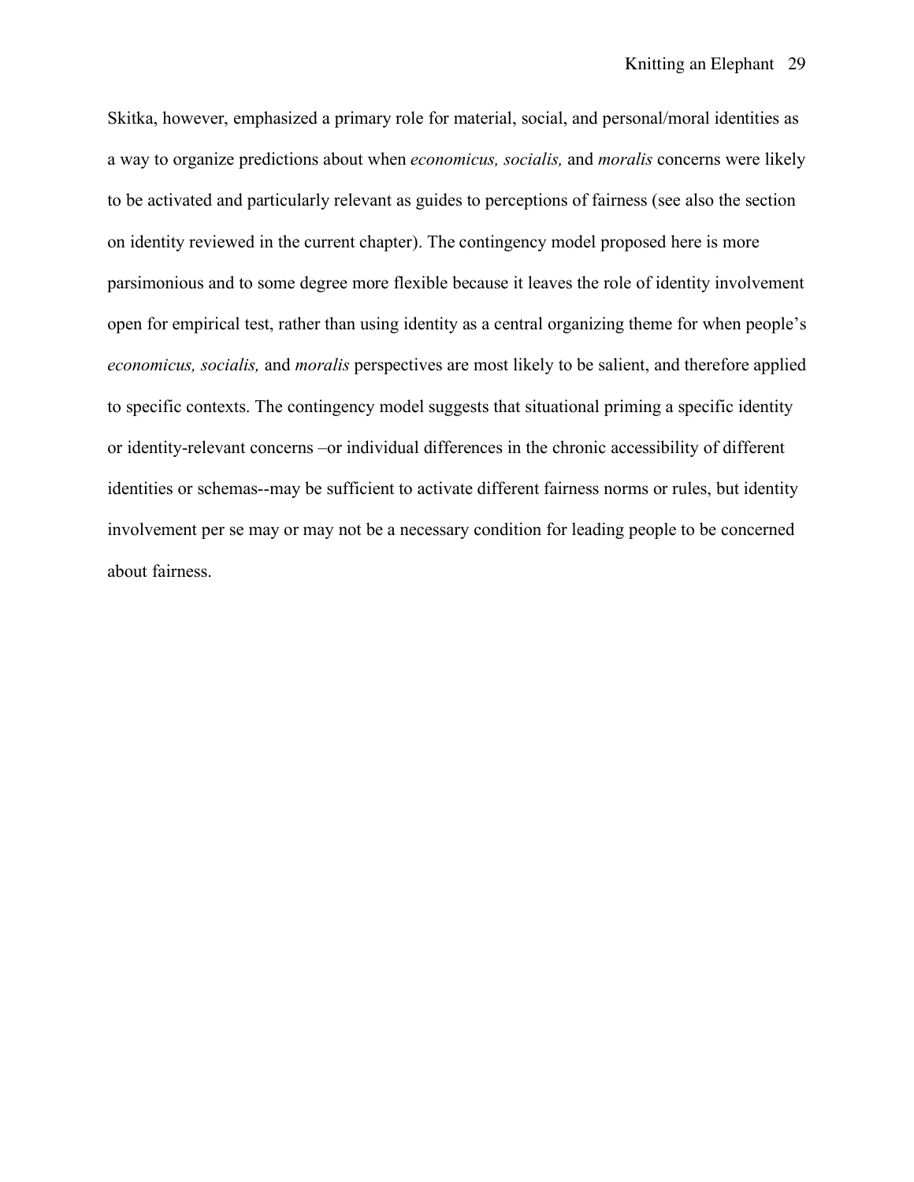Skitka, however, emphasized a primary role for material, social, and personal/moral identities as a way to organize predictions about when *economicus, socialis,* and *moralis* concerns were likely to be activated and particularly relevant as guides to perceptions of fairness (see also the section on identity reviewed in the current chapter). The contingency model proposed here is more parsimonious and to some degree more flexible because it leaves the role of identity involvement open for empirical test, rather than using identity as a central organizing theme for when people's *economicus, socialis,* and *moralis* perspectives are most likely to be salient, and therefore applied to specific contexts. The contingency model suggests that situational priming a specific identity or identity-relevant concerns –or individual differences in the chronic accessibility of different identities or schemas--may be sufficient to activate different fairness norms or rules, but identity involvement per se may or may not be a necessary condition for leading people to be concerned about fairness.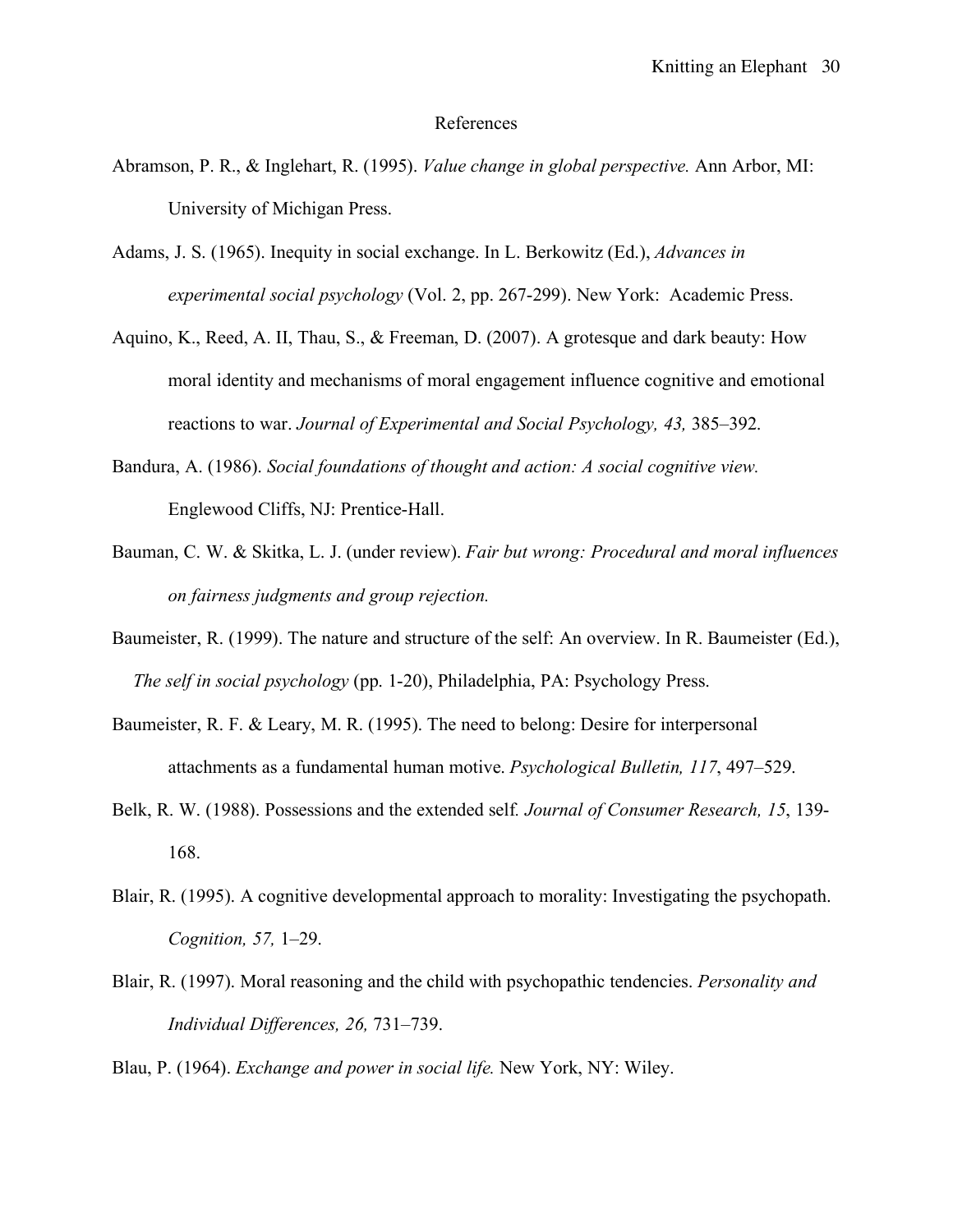# References

Abramson, P. R., & Inglehart, R. (1995). *Value change in global perspective.* Ann Arbor, MI: University of Michigan Press.

Adams, J. S. (1965). Inequity in social exchange. In L. Berkowitz (Ed.), *Advances in experimental social psychology* (Vol. 2, pp. 267-299). New York: Academic Press.

Aquino, K., Reed, A. II, Thau, S., & Freeman, D. (2007). A grotesque and dark beauty: How moral identity and mechanisms of moral engagement influence cognitive and emotional reactions to war. *Journal of Experimental and Social Psychology, 43,* 385–392.

Bandura, A. (1986). *Social foundations of thought and action: A social cognitive view.* Englewood Cliffs, NJ: Prentice-Hall.

Bauman, C. W. & Skitka, L. J. (under review). *Fair but wrong: Procedural and moral influences on fairness judgments and group rejection.*

Baumeister, R. (1999). The nature and structure of the self: An overview. In R. Baumeister (Ed.), *The self in social psychology* (pp. 1-20), Philadelphia, PA: Psychology Press.

Baumeister, R. F. & Leary, M. R. (1995). The need to belong: Desire for interpersonal attachments as a fundamental human motive. *Psychological Bulletin, 117*, 497–529.

Belk, R. W. (1988). Possessions and the extended self. *Journal of Consumer Research, 15*, 139-168.

Blair, R. (1995). A cognitive developmental approach to morality: Investigating the psychopath. *Cognition, 57,* 1–29.

Blair, R. (1997). Moral reasoning and the child with psychopathic tendencies. *Personality and Individual Differences, 26,* 731–739.

Blau, P. (1964). *Exchange and power in social life.* New York, NY: Wiley.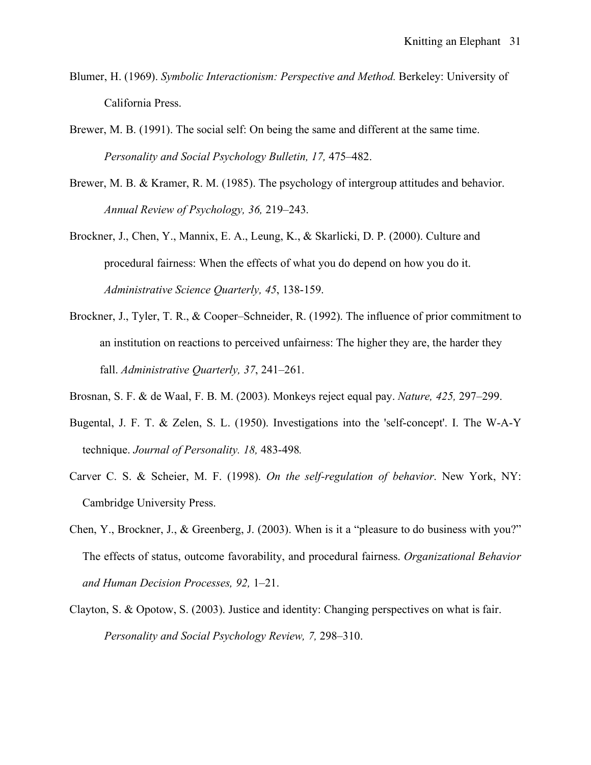Blumer, H. (1969). *Symbolic Interactionism: Perspective and Method.* Berkeley: University of California Press.

Brewer, M. B. (1991). The social self: On being the same and different at the same time. *Personality and Social Psychology Bulletin, 17,* 475–482.

Brewer, M. B. & Kramer, R. M. (1985). The psychology of intergroup attitudes and behavior. *Annual Review of Psychology, 36,* 219–243.

Brockner, J., Chen, Y., Mannix, E. A., Leung, K., & Skarlicki, D. P. (2000). Culture and procedural fairness: When the effects of what you do depend on how you do it. *Administrative Science Quarterly, 45*, 138-159.

Brockner, J., Tyler, T. R., & Cooper–Schneider, R. (1992). The influence of prior commitment to an institution on reactions to perceived unfairness: The higher they are, the harder they fall. *Administrative Quarterly, 37*, 241–261.

Brosnan, S. F. & de Waal, F. B. M. (2003). Monkeys reject equal pay. *Nature, 425,* 297–299.

Bugental, J. F. T. & Zelen, S. L. (1950). Investigations into the 'self-concept'. I. The W-A-Y technique. *Journal of Personality. 18,* 483-498*.*

Carver C. S. & Scheier, M. F. (1998). *On the self-regulation of behavior*. New York, NY: Cambridge University Press.

Chen, Y., Brockner, J., & Greenberg, J. (2003). When is it a "pleasure to do business with you?" The effects of status, outcome favorability, and procedural fairness. *Organizational Behavior and Human Decision Processes, 92,* 1–21.

Clayton, S. & Opotow, S. (2003). Justice and identity: Changing perspectives on what is fair. *Personality and Social Psychology Review, 7,* 298–310.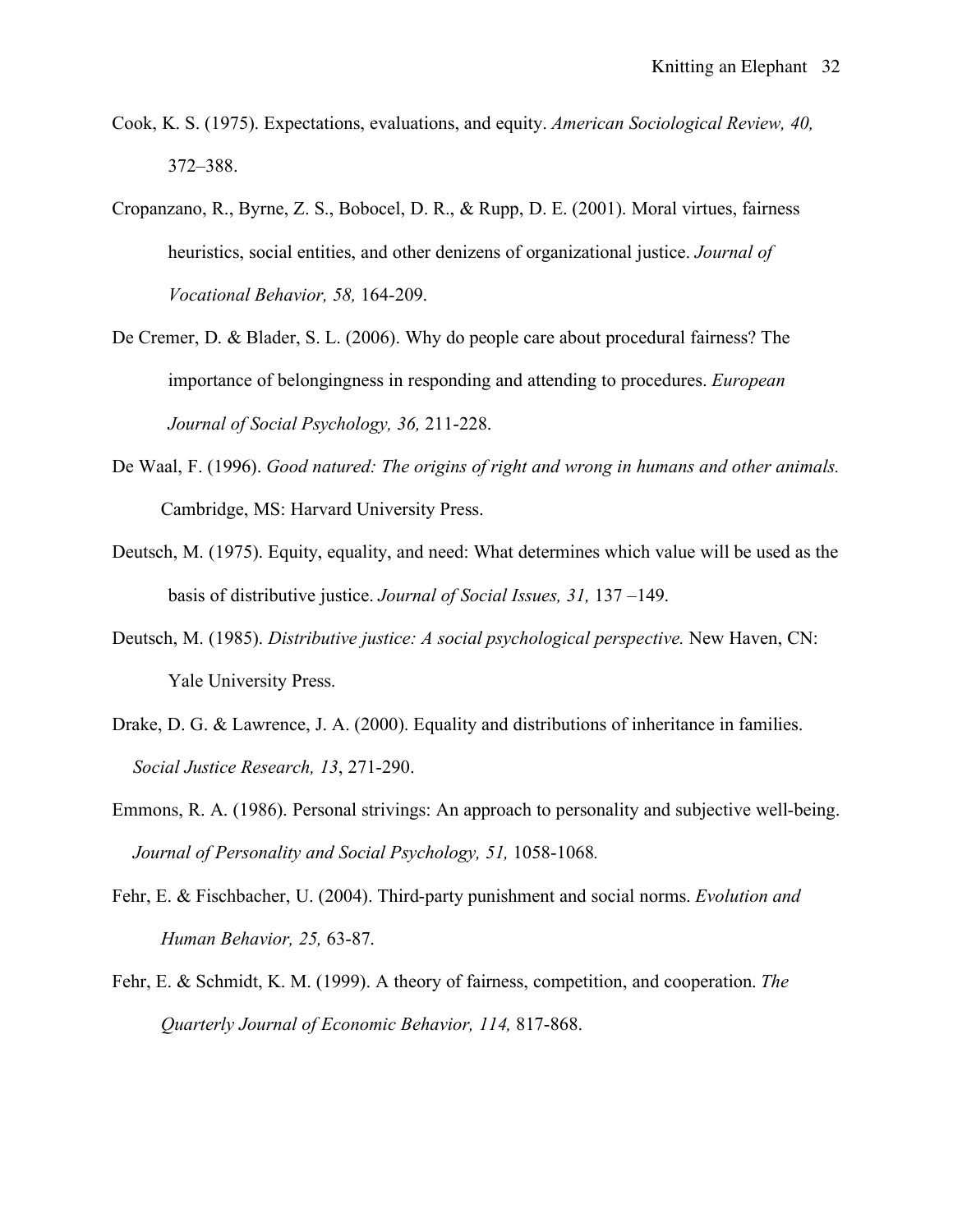Cook, K. S. (1975). Expectations, evaluations, and equity. *American Sociological Review, 40,* 372–388.

Cropanzano, R., Byrne, Z. S., Bobocel, D. R., & Rupp, D. E. (2001). Moral virtues, fairness heuristics, social entities, and other denizens of organizational justice. *Journal of Vocational Behavior, 58,* 164-209.

De Cremer, D. & Blader, S. L. (2006). Why do people care about procedural fairness? The importance of belongingness in responding and attending to procedures. *European Journal of Social Psychology, 36,* 211-228.

De Waal, F. (1996). *Good natured: The origins of right and wrong in humans and other animals.* Cambridge, MS: Harvard University Press.

Deutsch, M. (1975). Equity, equality, and need: What determines which value will be used as the basis of distributive justice. *Journal of Social Issues, 31,* 137 –149.

Deutsch, M. (1985). *Distributive justice: A social psychological perspective.* New Haven, CN: Yale University Press.

Drake, D. G. & Lawrence, J. A. (2000). Equality and distributions of inheritance in families. *Social Justice Research, 13*, 271-290.

Emmons, R. A. (1986). Personal strivings: An approach to personality and subjective well-being. *Journal of Personality and Social Psychology, 51,* 1058-1068*.*

Fehr, E. & Fischbacher, U. (2004). Third-party punishment and social norms. *Evolution and Human Behavior, 25,* 63-87.

Fehr, E. & Schmidt, K. M. (1999). A theory of fairness, competition, and cooperation. *The Quarterly Journal of Economic Behavior, 114,* 817-868.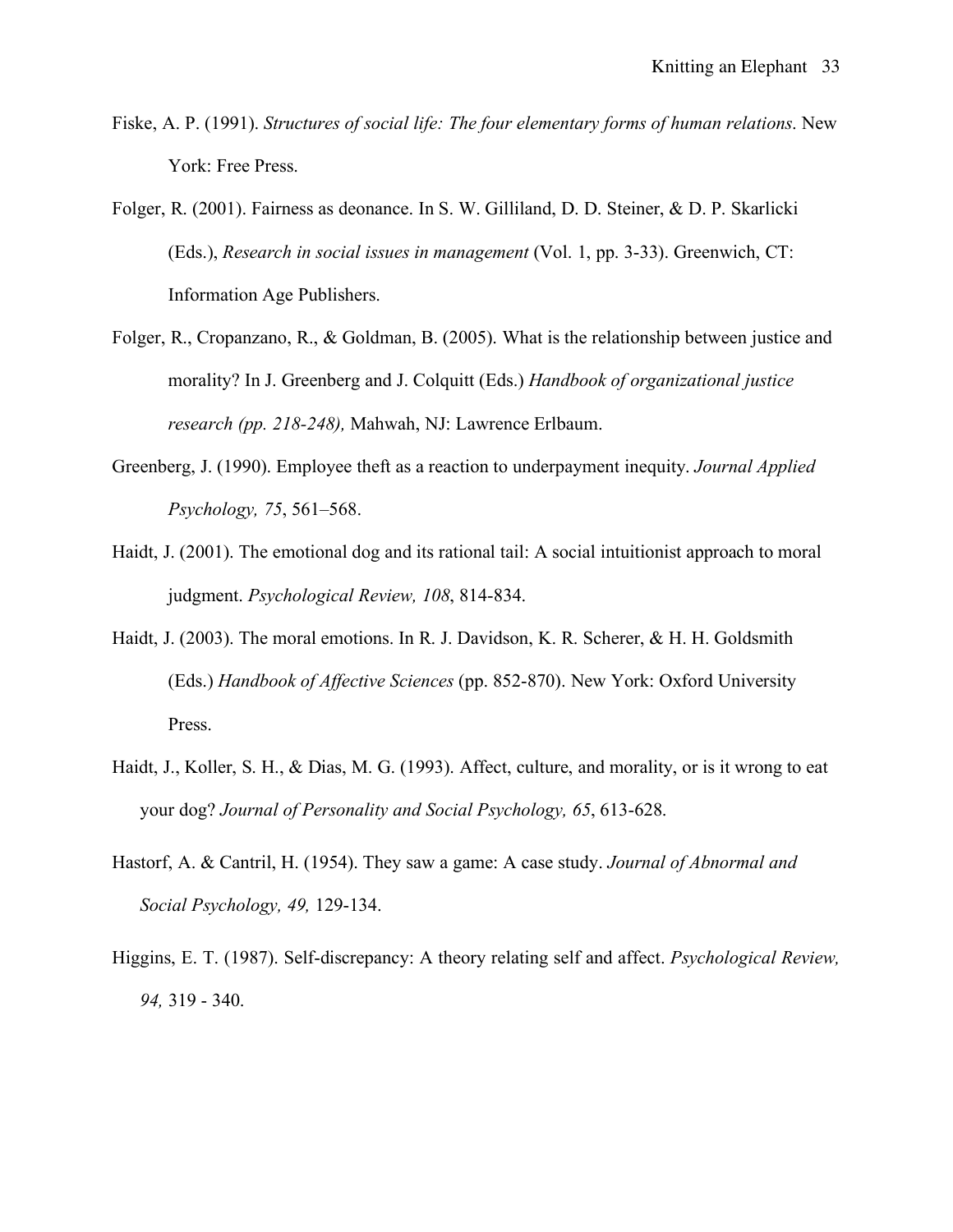Fiske, A. P. (1991). *Structures of social life: The four elementary forms of human relations*. New York: Free Press.

Folger, R. (2001). Fairness as deonance. In S. W. Gilliland, D. D. Steiner, & D. P. Skarlicki (Eds.), *Research in social issues in management* (Vol. 1, pp. 3-33). Greenwich, CT: Information Age Publishers.

Folger, R., Cropanzano, R., & Goldman, B. (2005). What is the relationship between justice and morality? In J. Greenberg and J. Colquitt (Eds.) *Handbook of organizational justice research (pp. 218-248),* Mahwah, NJ: Lawrence Erlbaum.

Greenberg, J. (1990). Employee theft as a reaction to underpayment inequity. *Journal Applied Psychology, 75*, 561–568.

Haidt, J. (2001). The emotional dog and its rational tail: A social intuitionist approach to moral judgment. *Psychological Review, 108*, 814-834.

Haidt, J. (2003). The moral emotions. In R. J. Davidson, K. R. Scherer, & H. H. Goldsmith (Eds.) *Handbook of Affective Sciences* (pp. 852-870). New York: Oxford University Press.

Haidt, J., Koller, S. H., & Dias, M. G. (1993). Affect, culture, and morality, or is it wrong to eat your dog? *Journal of Personality and Social Psychology, 65*, 613-628.

Hastorf, A. & Cantril, H. (1954). They saw a game: A case study. *Journal of Abnormal and Social Psychology, 49,* 129-134.

Higgins, E. T. (1987). Self-discrepancy: A theory relating self and affect. *Psychological Review, 94,* 319 - 340.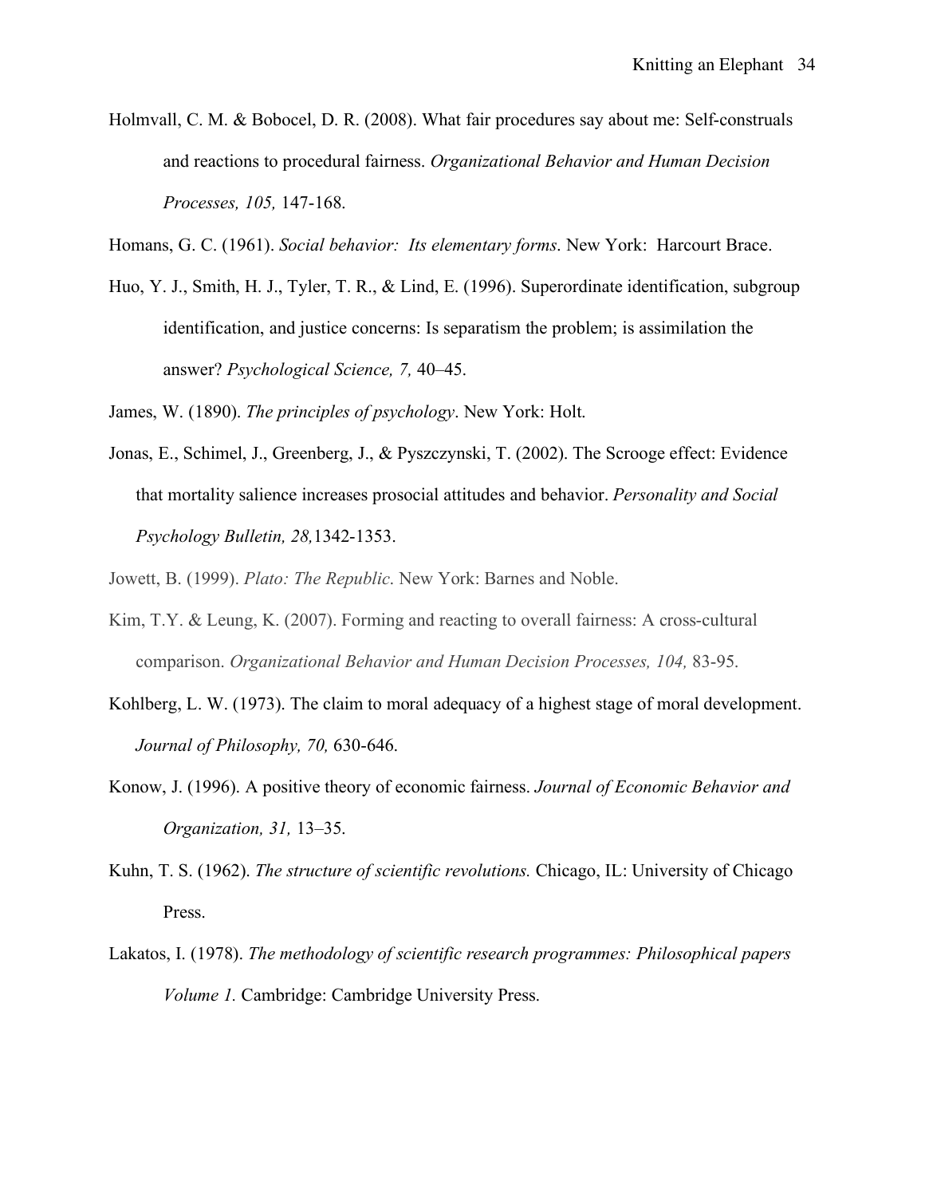Holmvall, C. M. & Bobocel, D. R. (2008). What fair procedures say about me: Self-construals and reactions to procedural fairness. *Organizational Behavior and Human Decision Processes, 105,* 147-168.

Homans, G. C. (1961). *Social behavior: Its elementary forms*. New York: Harcourt Brace.

Huo, Y. J., Smith, H. J., Tyler, T. R., & Lind, E. (1996). Superordinate identification, subgroup identification, and justice concerns: Is separatism the problem; is assimilation the answer? *Psychological Science, 7,* 40–45.

James, W. (1890). *The principles of psychology*. New York: Holt.

Jonas, E., Schimel, J., Greenberg, J., & Pyszczynski, T. (2002). The Scrooge effect: Evidence that mortality salience increases prosocial attitudes and behavior. *Personality and Social Psychology Bulletin, 28,*1342-1353.

Jowett, B. (1999). *Plato: The Republic*. New York: Barnes and Noble.

Kim, T.Y. & Leung, K. (2007). Forming and reacting to overall fairness: A cross-cultural comparison. *Organizational Behavior and Human Decision Processes, 104,* 83-95.

Kohlberg, L. W. (1973). The claim to moral adequacy of a highest stage of moral development. *Journal of Philosophy, 70,* 630-646.

Konow, J. (1996). A positive theory of economic fairness. *Journal of Economic Behavior and Organization, 31,* 13–35.

Kuhn, T. S. (1962). *The structure of scientific revolutions.* Chicago, IL: University of Chicago Press.

Lakatos, I. (1978). *The methodology of scientific research programmes: Philosophical papers Volume 1.* Cambridge: Cambridge University Press.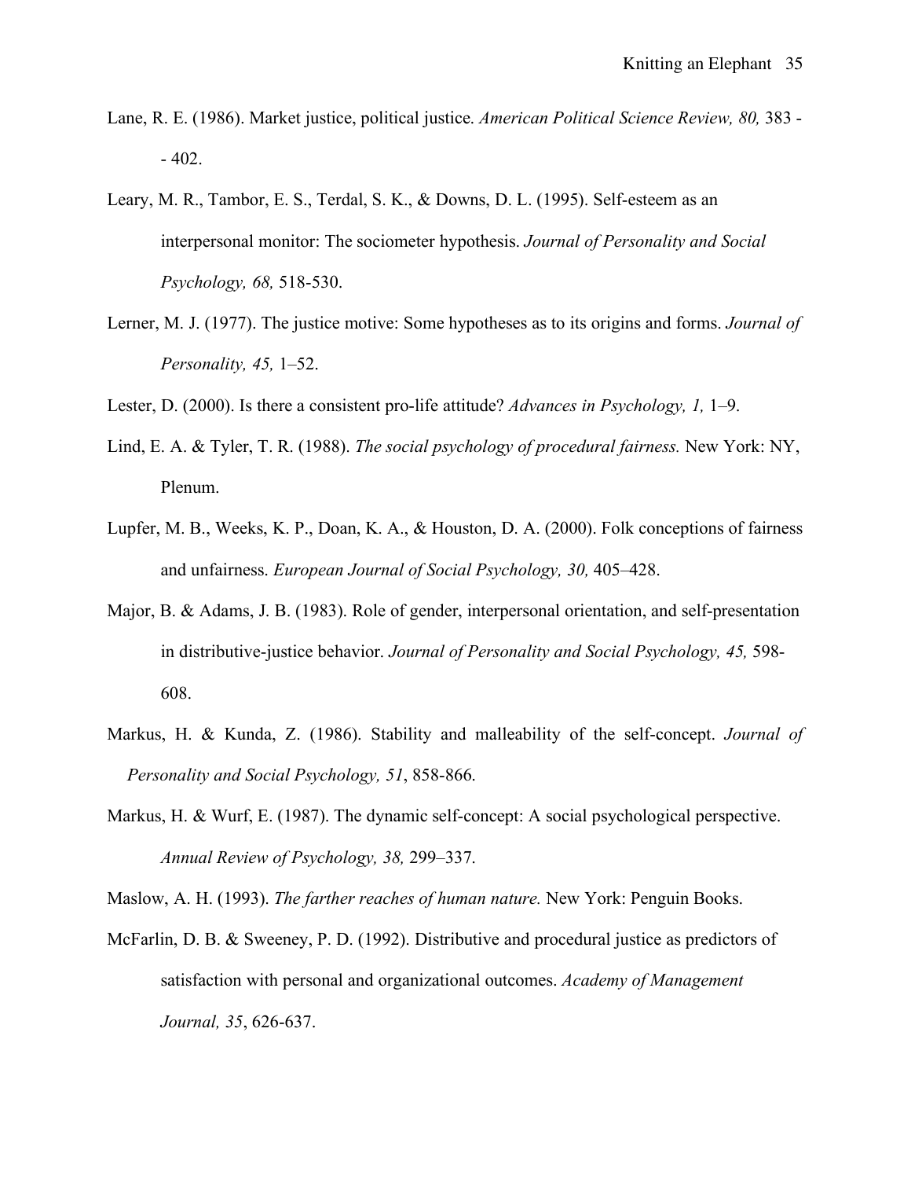Lane, R. E. (1986). Market justice, political justice. *American Political Science Review, 80,* 383 -- 402.

Leary, M. R., Tambor, E. S., Terdal, S. K., & Downs, D. L. (1995). Self-esteem as an interpersonal monitor: The sociometer hypothesis. *Journal of Personality and Social Psychology, 68,* 518-530.

Lerner, M. J. (1977). The justice motive: Some hypotheses as to its origins and forms. *Journal of Personality, 45,* 1–52.

Lester, D. (2000). Is there a consistent pro-life attitude? *Advances in Psychology, 1,* 1–9.

Lind, E. A. & Tyler, T. R. (1988). *The social psychology of procedural fairness.* New York: NY, Plenum.

Lupfer, M. B., Weeks, K. P., Doan, K. A., & Houston, D. A. (2000). Folk conceptions of fairness and unfairness. *European Journal of Social Psychology, 30,* 405–428.

Major, B. & Adams, J. B. (1983). Role of gender, interpersonal orientation, and self-presentation in distributive-justice behavior. *Journal of Personality and Social Psychology, 45,* 598-608.

Markus, H. & Kunda, Z. (1986). Stability and malleability of the self-concept. *Journal of Personality and Social Psychology, 51*, 858-866.

Markus, H. & Wurf, E. (1987). The dynamic self-concept: A social psychological perspective. *Annual Review of Psychology, 38,* 299–337.

Maslow, A. H. (1993). *The farther reaches of human nature.* New York: Penguin Books.

McFarlin, D. B. & Sweeney, P. D. (1992). Distributive and procedural justice as predictors of satisfaction with personal and organizational outcomes. *Academy of Management Journal, 35*, 626-637.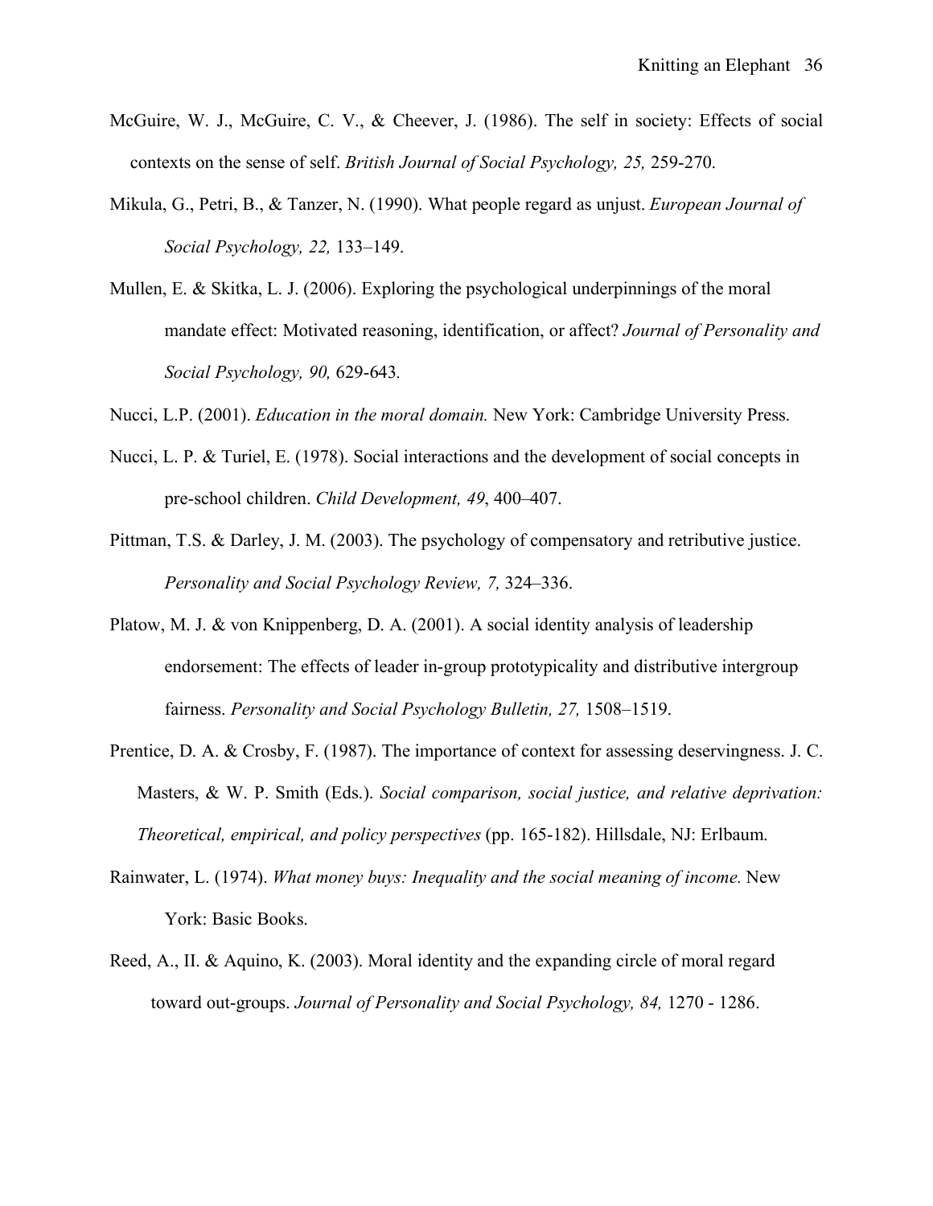McGuire, W. J., McGuire, C. V., & Cheever, J. (1986). The self in society: Effects of social contexts on the sense of self. *British Journal of Social Psychology, 25,* 259-270.

Mikula, G., Petri, B., & Tanzer, N. (1990). What people regard as unjust. *European Journal of Social Psychology, 22,* 133–149.

Mullen, E. & Skitka, L. J. (2006). Exploring the psychological underpinnings of the moral mandate effect: Motivated reasoning, identification, or affect? *Journal of Personality and Social Psychology, 90,* 629-643.

Nucci, L.P. (2001). *Education in the moral domain.* New York: Cambridge University Press.

Nucci, L. P. & Turiel, E. (1978). Social interactions and the development of social concepts in pre-school children. *Child Development, 49*, 400–407.

Pittman, T.S. & Darley, J. M. (2003). The psychology of compensatory and retributive justice. *Personality and Social Psychology Review, 7,* 324–336.

Platow, M. J. & von Knippenberg, D. A. (2001). A social identity analysis of leadership endorsement: The effects of leader in-group prototypicality and distributive intergroup fairness. *Personality and Social Psychology Bulletin, 27,* 1508–1519.

Prentice, D. A. & Crosby, F. (1987). The importance of context for assessing deservingness. J. C. Masters, & W. P. Smith (Eds.). *Social comparison, social justice, and relative deprivation: Theoretical, empirical, and policy perspectives* (pp. 165-182). Hillsdale, NJ: Erlbaum.

Rainwater, L. (1974). *What money buys: Inequality and the social meaning of income.* New York: Basic Books.

Reed, A., II. & Aquino, K. (2003). Moral identity and the expanding circle of moral regard toward out-groups. *Journal of Personality and Social Psychology, 84,* 1270 - 1286.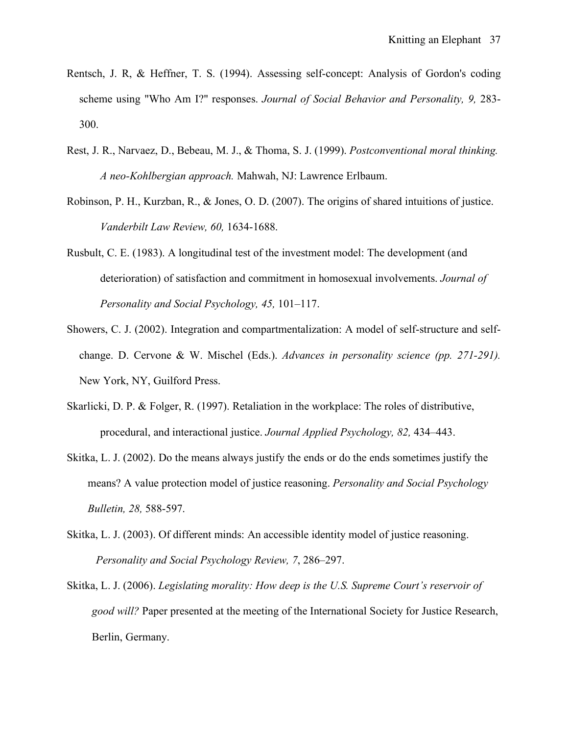Rentsch, J. R, & Heffner, T. S. (1994). Assessing self-concept: Analysis of Gordon's coding scheme using "Who Am I?" responses. *Journal of Social Behavior and Personality, 9,* 283-300.

Rest, J. R., Narvaez, D., Bebeau, M. J., & Thoma, S. J. (1999). *Postconventional moral thinking. A neo-Kohlbergian approach.* Mahwah, NJ: Lawrence Erlbaum.

Robinson, P. H., Kurzban, R., & Jones, O. D. (2007). The origins of shared intuitions of justice. *Vanderbilt Law Review, 60,* 1634-1688.

Rusbult, C. E. (1983). A longitudinal test of the investment model: The development (and deterioration) of satisfaction and commitment in homosexual involvements. *Journal of Personality and Social Psychology, 45,* 101–117.

Showers, C. J. (2002). Integration and compartmentalization: A model of self-structure and self-change. D. Cervone & W. Mischel (Eds.). *Advances in personality science (pp. 271-291).* New York, NY, Guilford Press.

Skarlicki, D. P. & Folger, R. (1997). Retaliation in the workplace: The roles of distributive, procedural, and interactional justice. *Journal Applied Psychology, 82,* 434–443.

Skitka, L. J. (2002). Do the means always justify the ends or do the ends sometimes justify the means? A value protection model of justice reasoning. *Personality and Social Psychology Bulletin, 28,* 588-597.

Skitka, L. J. (2003). Of different minds: An accessible identity model of justice reasoning. *Personality and Social Psychology Review, 7*, 286–297.

Skitka, L. J. (2006). *Legislating morality: How deep is the U.S. Supreme Court's reservoir of good will?* Paper presented at the meeting of the International Society for Justice Research, Berlin, Germany.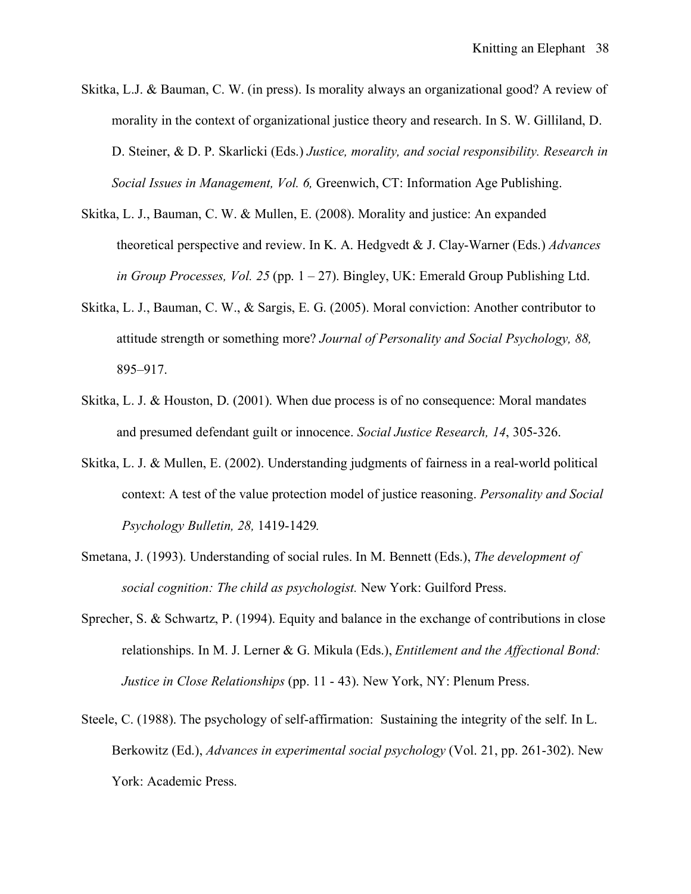Skitka, L.J. & Bauman, C. W. (in press). Is morality always an organizational good? A review of morality in the context of organizational justice theory and research. In S. W. Gilliland, D. D. Steiner, & D. P. Skarlicki (Eds.) *Justice, morality, and social responsibility. Research in Social Issues in Management, Vol. 6,* Greenwich, CT: Information Age Publishing.

Skitka, L. J., Bauman, C. W. & Mullen, E. (2008). Morality and justice: An expanded theoretical perspective and review. In K. A. Hedgvedt & J. Clay-Warner (Eds.) *Advances in Group Processes, Vol. 25* (pp. 1 – 27). Bingley, UK: Emerald Group Publishing Ltd.

Skitka, L. J., Bauman, C. W., & Sargis, E. G. (2005). Moral conviction: Another contributor to attitude strength or something more? *Journal of Personality and Social Psychology, 88,* 895–917.

Skitka, L. J. & Houston, D. (2001). When due process is of no consequence: Moral mandates and presumed defendant guilt or innocence. *Social Justice Research, 14*, 305-326.

Skitka, L. J. & Mullen, E. (2002). Understanding judgments of fairness in a real-world political context: A test of the value protection model of justice reasoning. *Personality and Social Psychology Bulletin, 28,* 1419-1429*.*

Smetana, J. (1993). Understanding of social rules. In M. Bennett (Eds.), *The development of social cognition: The child as psychologist.* New York: Guilford Press.

Sprecher, S. & Schwartz, P. (1994). Equity and balance in the exchange of contributions in close relationships. In M. J. Lerner & G. Mikula (Eds.), *Entitlement and the Affectional Bond: Justice in Close Relationships* (pp. 11 - 43). New York, NY: Plenum Press.

Steele, C. (1988). The psychology of self-affirmation: Sustaining the integrity of the self. In L. Berkowitz (Ed.), *Advances in experimental social psychology* (Vol. 21, pp. 261-302). New York: Academic Press.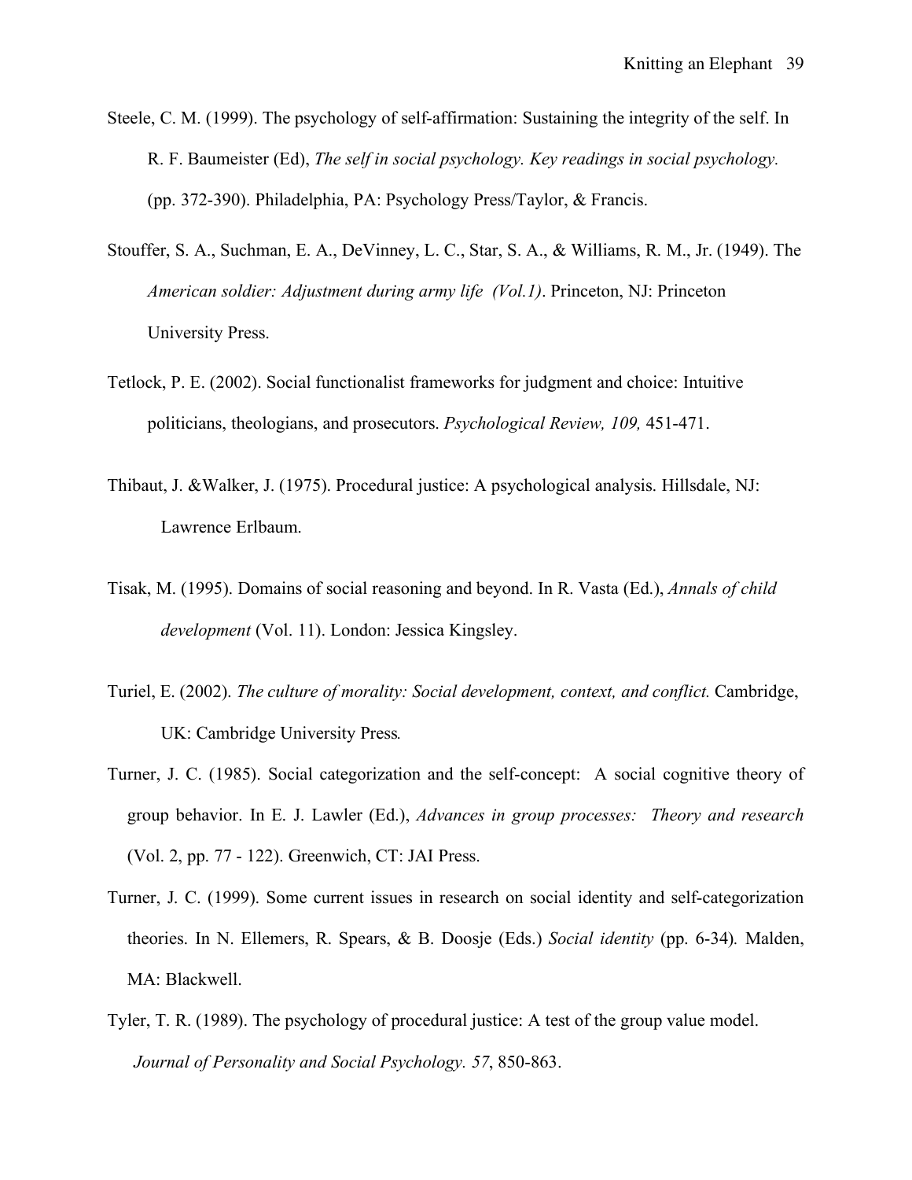Steele, C. M. (1999). The psychology of self-affirmation: Sustaining the integrity of the self. In R. F. Baumeister (Ed), *The self in social psychology. Key readings in social psychology.* (pp. 372-390). Philadelphia, PA: Psychology Press/Taylor, & Francis.

Stouffer, S. A., Suchman, E. A., DeVinney, L. C., Star, S. A., & Williams, R. M., Jr. (1949). The *American soldier: Adjustment during army life (Vol.1)*. Princeton, NJ: Princeton University Press.

Tetlock, P. E. (2002). Social functionalist frameworks for judgment and choice: Intuitive politicians, theologians, and prosecutors. *Psychological Review, 109,* 451-471.

Thibaut, J. &Walker, J. (1975). Procedural justice: A psychological analysis. Hillsdale, NJ: Lawrence Erlbaum.

Tisak, M. (1995). Domains of social reasoning and beyond. In R. Vasta (Ed.), *Annals of child development* (Vol. 11). London: Jessica Kingsley.

Turiel, E. (2002). *The culture of morality: Social development, context, and conflict.* Cambridge, UK: Cambridge University Press.

Turner, J. C. (1985). Social categorization and the self-concept: A social cognitive theory of group behavior. In E. J. Lawler (Ed.), *Advances in group processes: Theory and research* (Vol. 2, pp. 77 - 122). Greenwich, CT: JAI Press.

Turner, J. C. (1999). Some current issues in research on social identity and self-categorization theories. In N. Ellemers, R. Spears, & B. Doosje (Eds.) *Social identity* (pp. 6-34). Malden, MA: Blackwell.

Tyler, T. R. (1989). The psychology of procedural justice: A test of the group value model. *Journal of Personality and Social Psychology. 57*, 850-863.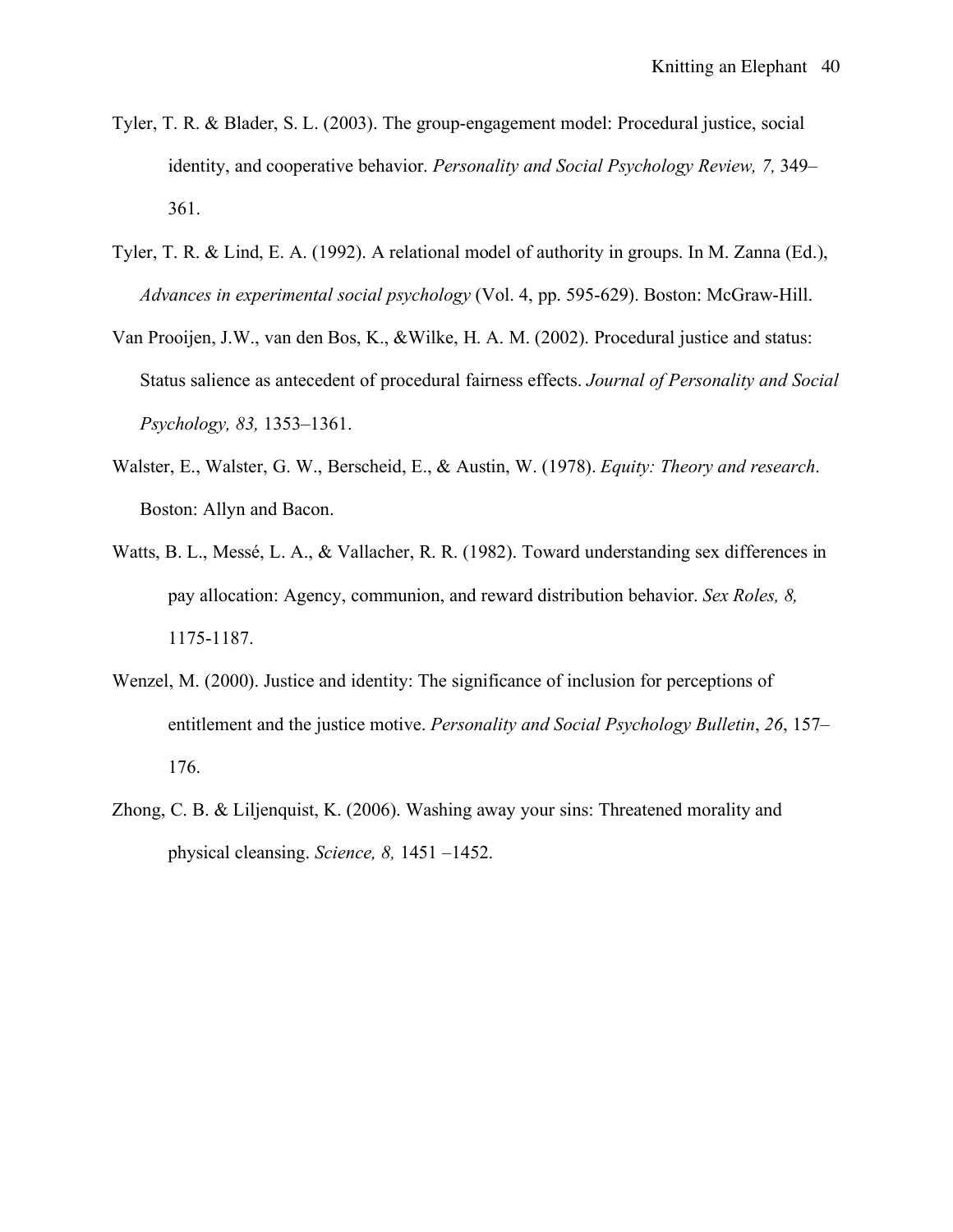Tyler, T. R. & Blader, S. L. (2003). The group-engagement model: Procedural justice, social identity, and cooperative behavior. *Personality and Social Psychology Review, 7,* 349–361.

Tyler, T. R. & Lind, E. A. (1992). A relational model of authority in groups. In M. Zanna (Ed.), *Advances in experimental social psychology* (Vol. 4, pp. 595-629). Boston: McGraw-Hill.

Van Prooijen, J.W., van den Bos, K., &Wilke, H. A. M. (2002). Procedural justice and status: Status salience as antecedent of procedural fairness effects. *Journal of Personality and Social Psychology, 83,* 1353–1361.

Walster, E., Walster, G. W., Berscheid, E., & Austin, W. (1978). *Equity: Theory and research*. Boston: Allyn and Bacon.

Watts, B. L., Messé, L. A., & Vallacher, R. R. (1982). Toward understanding sex differences in pay allocation: Agency, communion, and reward distribution behavior. *Sex Roles, 8,* 1175-1187.

Wenzel, M. (2000). Justice and identity: The significance of inclusion for perceptions of entitlement and the justice motive. *Personality and Social Psychology Bulletin*, *26*, 157–176.

Zhong, C. B. & Liljenquist, K. (2006). Washing away your sins: Threatened morality and physical cleansing. *Science, 8,* 1451 –1452.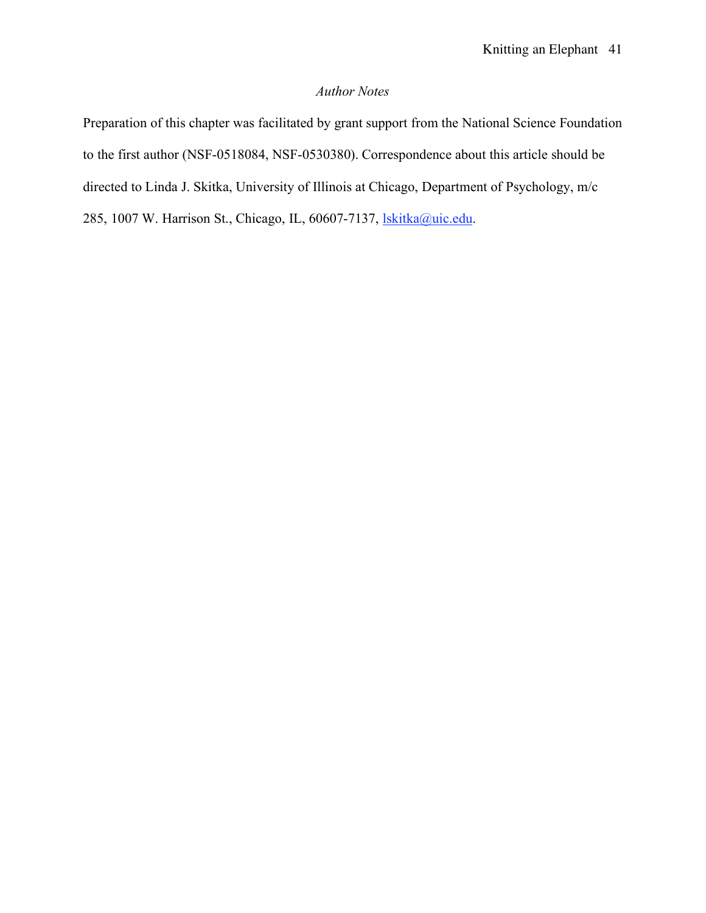*Author Notes*

Preparation of this chapter was facilitated by grant support from the National Science Foundation to the first author (NSF-0518084, NSF-0530380). Correspondence about this article should be directed to Linda J. Skitka, University of Illinois at Chicago, Department of Psychology, m/c 285, 1007 W. Harrison St., Chicago, IL, 60607-7137, lskitka@uic.edu.